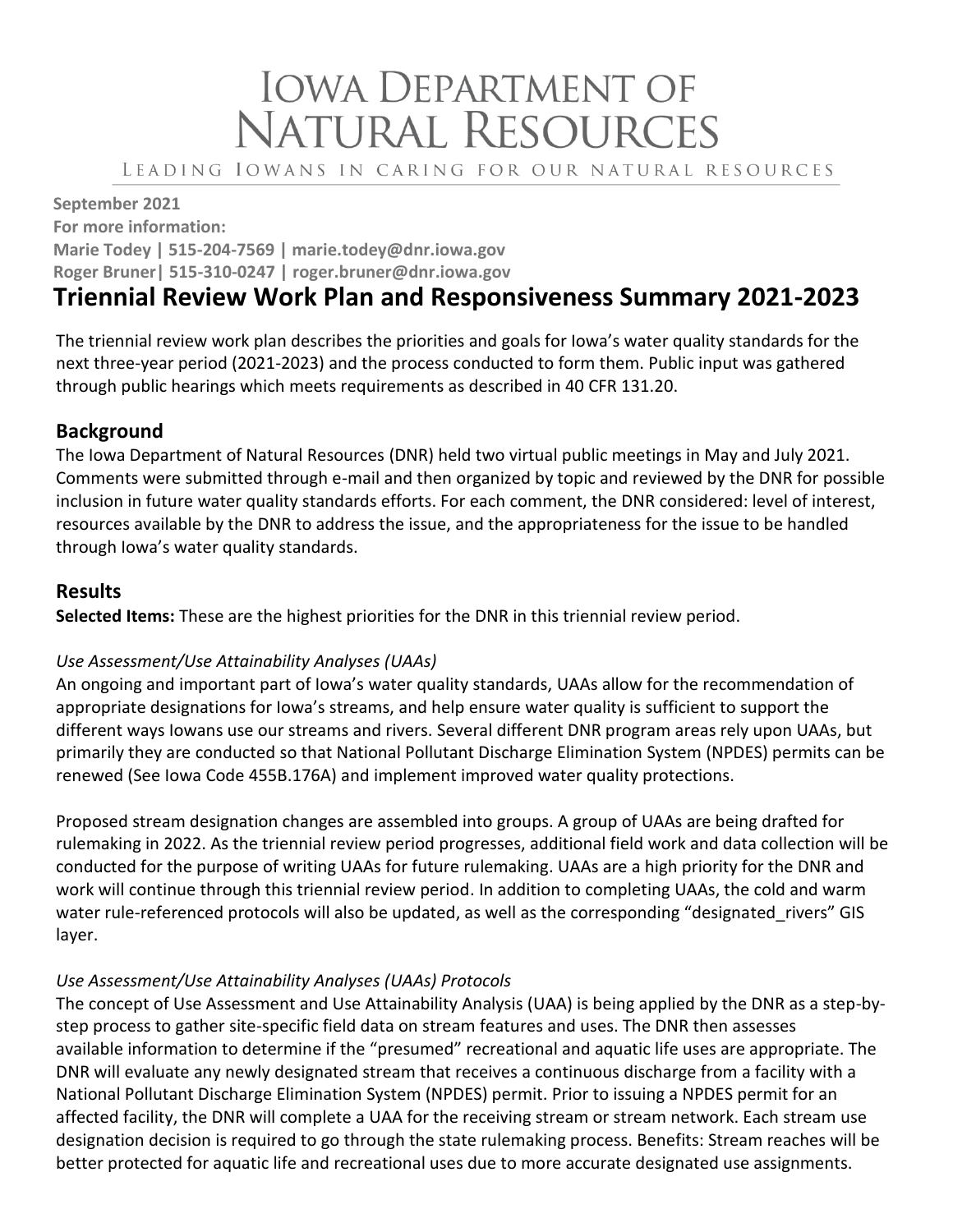# Iowa Department of Natural Resources

Leading Iowans in Caring for Our Natural Resources

**September 2021**
**For more information:**
**Marie Todey | 515-204-7569 | marie.todey@dnr.iowa.gov**
**Roger Bruner| 515-310-0247 | roger.bruner@dnr.iowa.gov**

# Triennial Review Work Plan and Responsiveness Summary 2021-2023

The triennial review work plan describes the priorities and goals for Iowa's water quality standards for the next three-year period (2021-2023) and the process conducted to form them. Public input was gathered through public hearings which meets requirements as described in 40 CFR 131.20.

## Background

The Iowa Department of Natural Resources (DNR) held two virtual public meetings in May and July 2021. Comments were submitted through e-mail and then organized by topic and reviewed by the DNR for possible inclusion in future water quality standards efforts. For each comment, the DNR considered: level of interest, resources available by the DNR to address the issue, and the appropriateness for the issue to be handled through Iowa's water quality standards.

## Results

**Selected Items:** These are the highest priorities for the DNR in this triennial review period.

*Use Assessment/Use Attainability Analyses (UAAs)*

An ongoing and important part of Iowa's water quality standards, UAAs allow for the recommendation of appropriate designations for Iowa's streams, and help ensure water quality is sufficient to support the different ways Iowans use our streams and rivers. Several different DNR program areas rely upon UAAs, but primarily they are conducted so that National Pollutant Discharge Elimination System (NPDES) permits can be renewed (See Iowa Code 455B.176A) and implement improved water quality protections.

Proposed stream designation changes are assembled into groups. A group of UAAs are being drafted for rulemaking in 2022. As the triennial review period progresses, additional field work and data collection will be conducted for the purpose of writing UAAs for future rulemaking. UAAs are a high priority for the DNR and work will continue through this triennial review period. In addition to completing UAAs, the cold and warm water rule-referenced protocols will also be updated, as well as the corresponding "designated_rivers" GIS layer.

*Use Assessment/Use Attainability Analyses (UAAs) Protocols*

The concept of Use Assessment and Use Attainability Analysis (UAA) is being applied by the DNR as a step-by-step process to gather site-specific field data on stream features and uses. The DNR then assesses available information to determine if the "presumed" recreational and aquatic life uses are appropriate. The DNR will evaluate any newly designated stream that receives a continuous discharge from a facility with a National Pollutant Discharge Elimination System (NPDES) permit. Prior to issuing a NPDES permit for an affected facility, the DNR will complete a UAA for the receiving stream or stream network. Each stream use designation decision is required to go through the state rulemaking process. Benefits: Stream reaches will be better protected for aquatic life and recreational uses due to more accurate designated use assignments.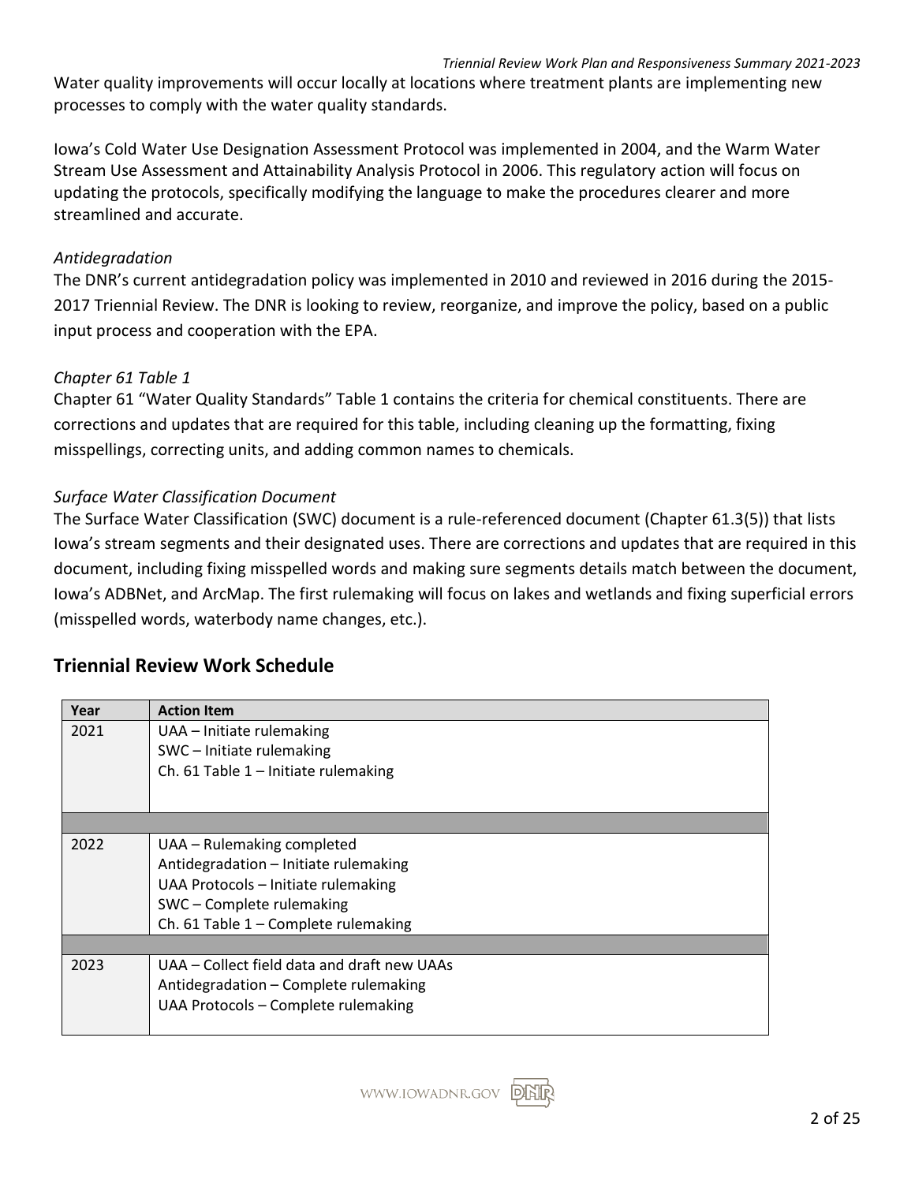Water quality improvements will occur locally at locations where treatment plants are implementing new processes to comply with the water quality standards.

Iowa's Cold Water Use Designation Assessment Protocol was implemented in 2004, and the Warm Water Stream Use Assessment and Attainability Analysis Protocol in 2006. This regulatory action will focus on updating the protocols, specifically modifying the language to make the procedures clearer and more streamlined and accurate.

*Antidegradation*

The DNR's current antidegradation policy was implemented in 2010 and reviewed in 2016 during the 2015-2017 Triennial Review. The DNR is looking to review, reorganize, and improve the policy, based on a public input process and cooperation with the EPA.

*Chapter 61 Table 1*

Chapter 61 "Water Quality Standards" Table 1 contains the criteria for chemical constituents. There are corrections and updates that are required for this table, including cleaning up the formatting, fixing misspellings, correcting units, and adding common names to chemicals.

*Surface Water Classification Document*

The Surface Water Classification (SWC) document is a rule-referenced document (Chapter 61.3(5)) that lists Iowa's stream segments and their designated uses. There are corrections and updates that are required in this document, including fixing misspelled words and making sure segments details match between the document, Iowa's ADBNet, and ArcMap. The first rulemaking will focus on lakes and wetlands and fixing superficial errors (misspelled words, waterbody name changes, etc.).

## Triennial Review Work Schedule

| Year | Action Item |
|---|---|
| 2021 | UAA – Initiate rulemaking<br>SWC – Initiate rulemaking<br>Ch. 61 Table 1 – Initiate rulemaking |
| 2022 | UAA – Rulemaking completed<br>Antidegradation – Initiate rulemaking<br>UAA Protocols – Initiate rulemaking<br>SWC – Complete rulemaking<br>Ch. 61 Table 1 – Complete rulemaking |
| 2023 | UAA – Collect field data and draft new UAAs<br>Antidegradation – Complete rulemaking<br>UAA Protocols – Complete rulemaking |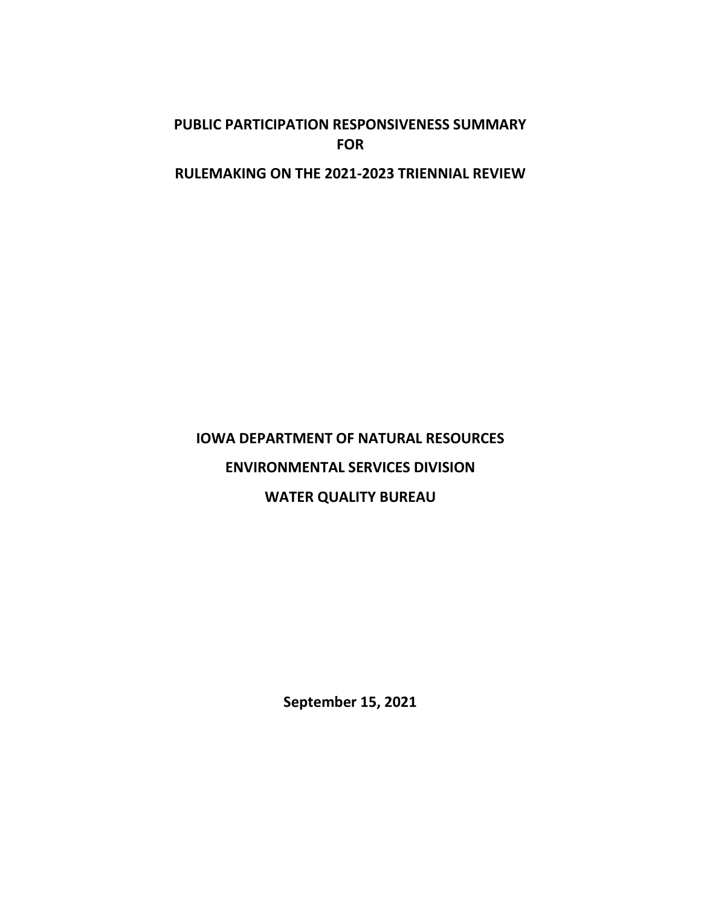# PUBLIC PARTICIPATION RESPONSIVENESS SUMMARY FOR

# RULEMAKING ON THE 2021-2023 TRIENNIAL REVIEW

**IOWA DEPARTMENT OF NATURAL RESOURCES**

**ENVIRONMENTAL SERVICES DIVISION**

**WATER QUALITY BUREAU**

**September 15, 2021**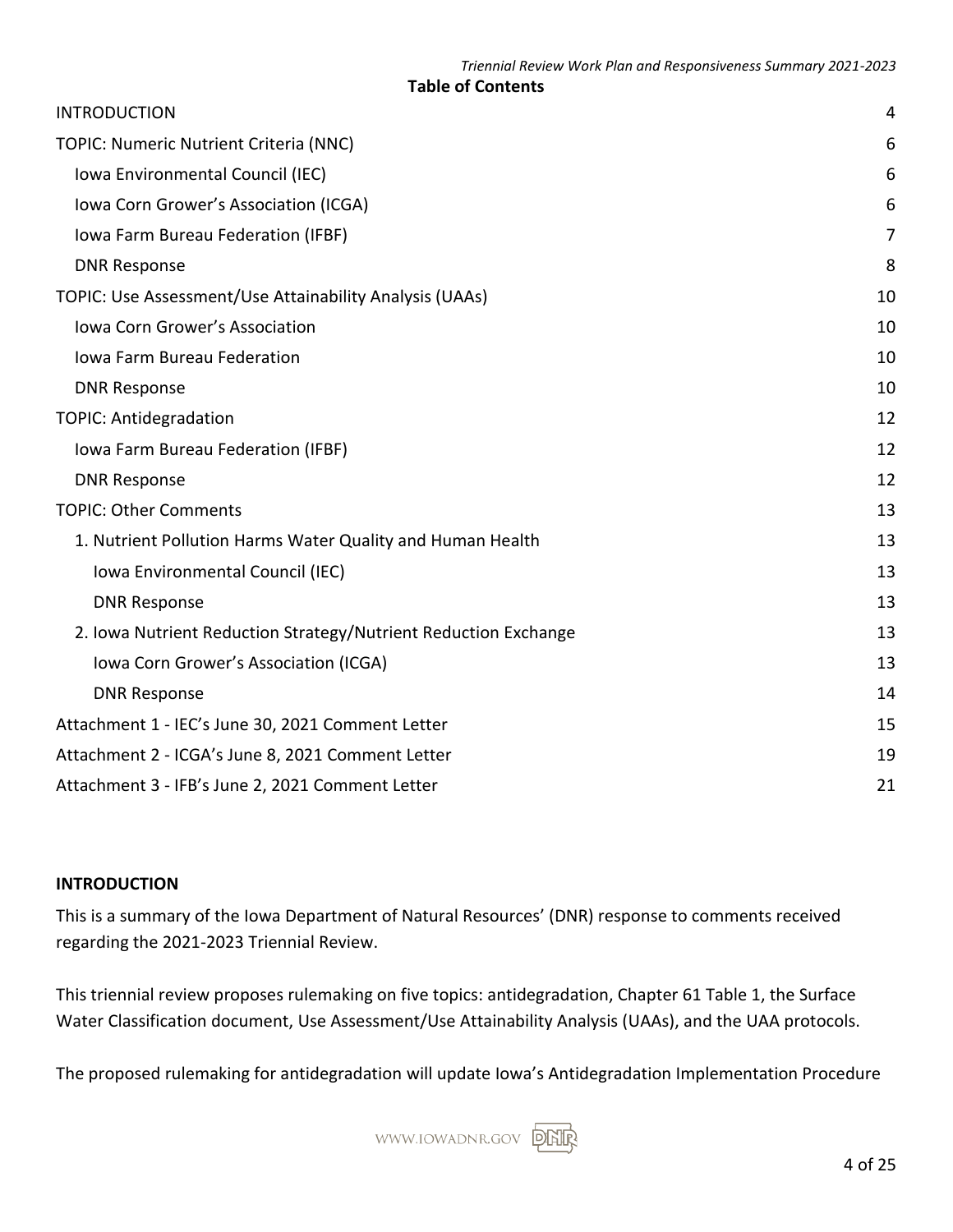**Table of Contents**

| | |
|---|---|
| INTRODUCTION | 4 |
| TOPIC: Numeric Nutrient Criteria (NNC) | 6 |
| Iowa Environmental Council (IEC) | 6 |
| Iowa Corn Grower's Association (ICGA) | 6 |
| Iowa Farm Bureau Federation (IFBF) | 7 |
| DNR Response | 8 |
| TOPIC: Use Assessment/Use Attainability Analysis (UAAs) | 10 |
| Iowa Corn Grower's Association | 10 |
| Iowa Farm Bureau Federation | 10 |
| DNR Response | 10 |
| TOPIC: Antidegradation | 12 |
| Iowa Farm Bureau Federation (IFBF) | 12 |
| DNR Response | 12 |
| TOPIC: Other Comments | 13 |
| 1. Nutrient Pollution Harms Water Quality and Human Health | 13 |
| Iowa Environmental Council (IEC) | 13 |
| DNR Response | 13 |
| 2. Iowa Nutrient Reduction Strategy/Nutrient Reduction Exchange | 13 |
| Iowa Corn Grower's Association (ICGA) | 13 |
| DNR Response | 14 |
| Attachment 1 - IEC's June 30, 2021 Comment Letter | 15 |
| Attachment 2 - ICGA's June 8, 2021 Comment Letter | 19 |
| Attachment 3 - IFB's June 2, 2021 Comment Letter | 21 |

## INTRODUCTION

This is a summary of the Iowa Department of Natural Resources' (DNR) response to comments received regarding the 2021-2023 Triennial Review.

This triennial review proposes rulemaking on five topics: antidegradation, Chapter 61 Table 1, the Surface Water Classification document, Use Assessment/Use Attainability Analysis (UAAs), and the UAA protocols.

The proposed rulemaking for antidegradation will update Iowa's Antidegradation Implementation Procedure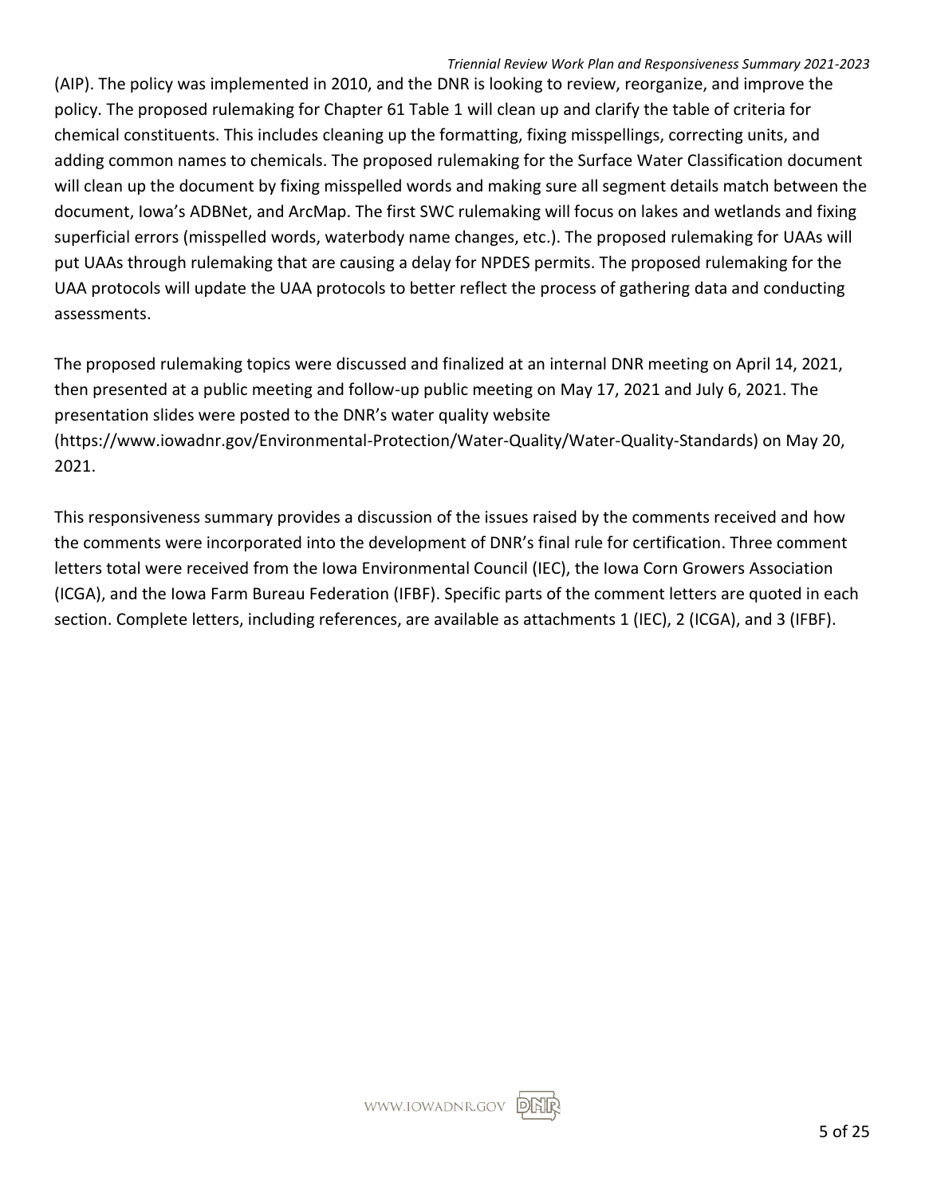(AIP). The policy was implemented in 2010, and the DNR is looking to review, reorganize, and improve the policy. The proposed rulemaking for Chapter 61 Table 1 will clean up and clarify the table of criteria for chemical constituents. This includes cleaning up the formatting, fixing misspellings, correcting units, and adding common names to chemicals. The proposed rulemaking for the Surface Water Classification document will clean up the document by fixing misspelled words and making sure all segment details match between the document, Iowa's ADBNet, and ArcMap. The first SWC rulemaking will focus on lakes and wetlands and fixing superficial errors (misspelled words, waterbody name changes, etc.). The proposed rulemaking for UAAs will put UAAs through rulemaking that are causing a delay for NPDES permits. The proposed rulemaking for the UAA protocols will update the UAA protocols to better reflect the process of gathering data and conducting assessments.

The proposed rulemaking topics were discussed and finalized at an internal DNR meeting on April 14, 2021, then presented at a public meeting and follow-up public meeting on May 17, 2021 and July 6, 2021. The presentation slides were posted to the DNR's water quality website (https://www.iowadnr.gov/Environmental-Protection/Water-Quality/Water-Quality-Standards) on May 20, 2021.

This responsiveness summary provides a discussion of the issues raised by the comments received and how the comments were incorporated into the development of DNR's final rule for certification. Three comment letters total were received from the Iowa Environmental Council (IEC), the Iowa Corn Growers Association (ICGA), and the Iowa Farm Bureau Federation (IFBF). Specific parts of the comment letters are quoted in each section. Complete letters, including references, are available as attachments 1 (IEC), 2 (ICGA), and 3 (IFBF).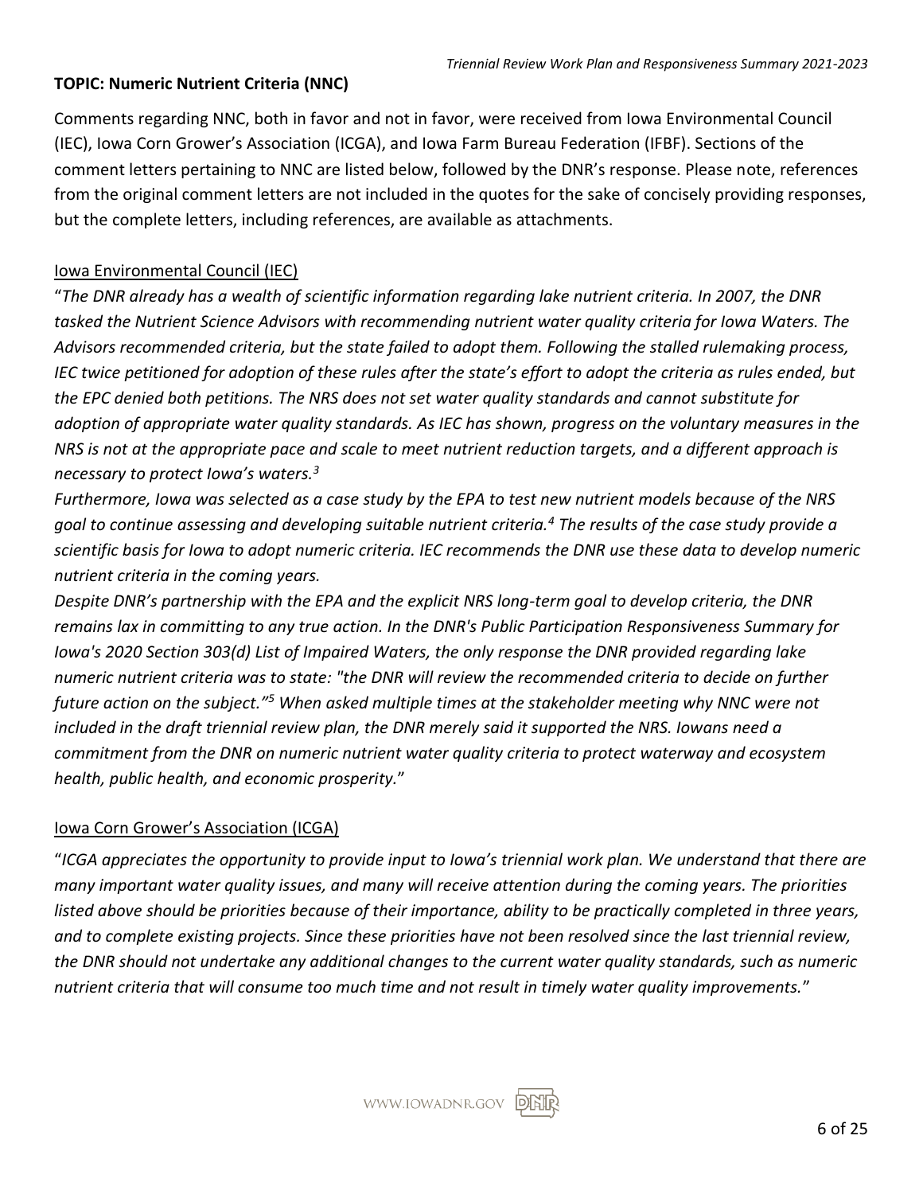**TOPIC: Numeric Nutrient Criteria (NNC)**

Comments regarding NNC, both in favor and not in favor, were received from Iowa Environmental Council (IEC), Iowa Corn Grower's Association (ICGA), and Iowa Farm Bureau Federation (IFBF). Sections of the comment letters pertaining to NNC are listed below, followed by the DNR's response. Please note, references from the original comment letters are not included in the quotes for the sake of concisely providing responses, but the complete letters, including references, are available as attachments.

Iowa Environmental Council (IEC)

"*The DNR already has a wealth of scientific information regarding lake nutrient criteria. In 2007, the DNR tasked the Nutrient Science Advisors with recommending nutrient water quality criteria for Iowa Waters. The Advisors recommended criteria, but the state failed to adopt them. Following the stalled rulemaking process, IEC twice petitioned for adoption of these rules after the state's effort to adopt the criteria as rules ended, but the EPC denied both petitions. The NRS does not set water quality standards and cannot substitute for adoption of appropriate water quality standards. As IEC has shown, progress on the voluntary measures in the NRS is not at the appropriate pace and scale to meet nutrient reduction targets, and a different approach is necessary to protect Iowa's waters.[3]*

*Furthermore, Iowa was selected as a case study by the EPA to test new nutrient models because of the NRS goal to continue assessing and developing suitable nutrient criteria.[4] The results of the case study provide a scientific basis for Iowa to adopt numeric criteria. IEC recommends the DNR use these data to develop numeric nutrient criteria in the coming years.*

*Despite DNR's partnership with the EPA and the explicit NRS long-term goal to develop criteria, the DNR remains lax in committing to any true action. In the DNR's Public Participation Responsiveness Summary for Iowa's 2020 Section 303(d) List of Impaired Waters, the only response the DNR provided regarding lake numeric nutrient criteria was to state: "the DNR will review the recommended criteria to decide on further future action on the subject."[5] When asked multiple times at the stakeholder meeting why NNC were not included in the draft triennial review plan, the DNR merely said it supported the NRS. Iowans need a commitment from the DNR on numeric nutrient water quality criteria to protect waterway and ecosystem health, public health, and economic prosperity.*"

Iowa Corn Grower's Association (ICGA)

"*ICGA appreciates the opportunity to provide input to Iowa's triennial work plan. We understand that there are many important water quality issues, and many will receive attention during the coming years. The priorities listed above should be priorities because of their importance, ability to be practically completed in three years, and to complete existing projects. Since these priorities have not been resolved since the last triennial review, the DNR should not undertake any additional changes to the current water quality standards, such as numeric nutrient criteria that will consume too much time and not result in timely water quality improvements.*"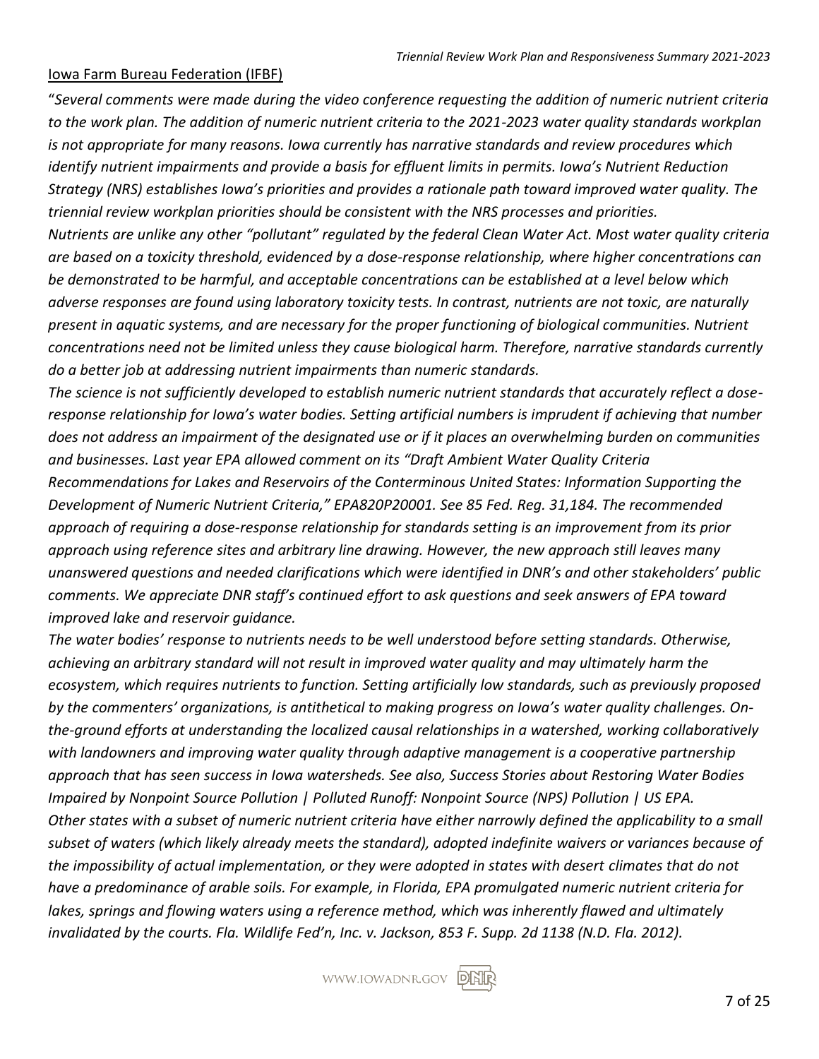<u>Iowa Farm Bureau Federation (IFBF)</u>

"*Several comments were made during the video conference requesting the addition of numeric nutrient criteria to the work plan. The addition of numeric nutrient criteria to the 2021-2023 water quality standards workplan is not appropriate for many reasons. Iowa currently has narrative standards and review procedures which identify nutrient impairments and provide a basis for effluent limits in permits. Iowa's Nutrient Reduction Strategy (NRS) establishes Iowa's priorities and provides a rationale path toward improved water quality. The triennial review workplan priorities should be consistent with the NRS processes and priorities.*

*Nutrients are unlike any other "pollutant" regulated by the federal Clean Water Act. Most water quality criteria are based on a toxicity threshold, evidenced by a dose-response relationship, where higher concentrations can be demonstrated to be harmful, and acceptable concentrations can be established at a level below which adverse responses are found using laboratory toxicity tests. In contrast, nutrients are not toxic, are naturally present in aquatic systems, and are necessary for the proper functioning of biological communities. Nutrient concentrations need not be limited unless they cause biological harm. Therefore, narrative standards currently do a better job at addressing nutrient impairments than numeric standards.*

*The science is not sufficiently developed to establish numeric nutrient standards that accurately reflect a dose-response relationship for Iowa's water bodies. Setting artificial numbers is imprudent if achieving that number does not address an impairment of the designated use or if it places an overwhelming burden on communities and businesses. Last year EPA allowed comment on its "Draft Ambient Water Quality Criteria Recommendations for Lakes and Reservoirs of the Conterminous United States: Information Supporting the Development of Numeric Nutrient Criteria," EPA820P20001. See 85 Fed. Reg. 31,184. The recommended approach of requiring a dose-response relationship for standards setting is an improvement from its prior approach using reference sites and arbitrary line drawing. However, the new approach still leaves many unanswered questions and needed clarifications which were identified in DNR's and other stakeholders' public comments. We appreciate DNR staff's continued effort to ask questions and seek answers of EPA toward improved lake and reservoir guidance.*

*The water bodies' response to nutrients needs to be well understood before setting standards. Otherwise, achieving an arbitrary standard will not result in improved water quality and may ultimately harm the ecosystem, which requires nutrients to function. Setting artificially low standards, such as previously proposed by the commenters' organizations, is antithetical to making progress on Iowa's water quality challenges. On-the-ground efforts at understanding the localized causal relationships in a watershed, working collaboratively with landowners and improving water quality through adaptive management is a cooperative partnership approach that has seen success in Iowa watersheds. See also, Success Stories about Restoring Water Bodies Impaired by Nonpoint Source Pollution | Polluted Runoff: Nonpoint Source (NPS) Pollution | US EPA.*

*Other states with a subset of numeric nutrient criteria have either narrowly defined the applicability to a small subset of waters (which likely already meets the standard), adopted indefinite waivers or variances because of the impossibility of actual implementation, or they were adopted in states with desert climates that do not have a predominance of arable soils. For example, in Florida, EPA promulgated numeric nutrient criteria for lakes, springs and flowing waters using a reference method, which was inherently flawed and ultimately invalidated by the courts. Fla. Wildlife Fed'n, Inc. v. Jackson, 853 F. Supp. 2d 1138 (N.D. Fla. 2012).*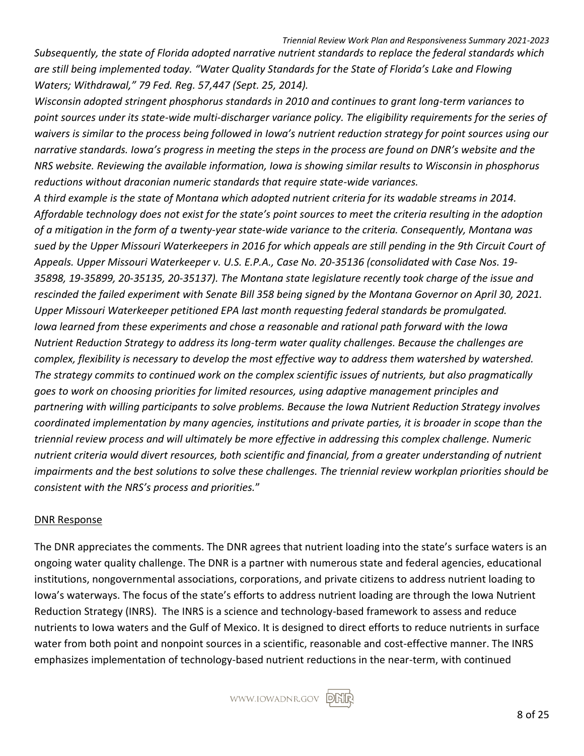*Subsequently, the state of Florida adopted narrative nutrient standards to replace the federal standards which are still being implemented today. "Water Quality Standards for the State of Florida's Lake and Flowing Waters; Withdrawal," 79 Fed. Reg. 57,447 (Sept. 25, 2014).*

*Wisconsin adopted stringent phosphorus standards in 2010 and continues to grant long-term variances to point sources under its state-wide multi-discharger variance policy. The eligibility requirements for the series of waivers is similar to the process being followed in Iowa's nutrient reduction strategy for point sources using our narrative standards. Iowa's progress in meeting the steps in the process are found on DNR's website and the NRS website. Reviewing the available information, Iowa is showing similar results to Wisconsin in phosphorus reductions without draconian numeric standards that require state-wide variances.*

*A third example is the state of Montana which adopted nutrient criteria for its wadable streams in 2014. Affordable technology does not exist for the state's point sources to meet the criteria resulting in the adoption of a mitigation in the form of a twenty-year state-wide variance to the criteria. Consequently, Montana was sued by the Upper Missouri Waterkeepers in 2016 for which appeals are still pending in the 9th Circuit Court of Appeals. Upper Missouri Waterkeeper v. U.S. E.P.A., Case No. 20-35136 (consolidated with Case Nos. 19-35898, 19-35899, 20-35135, 20-35137). The Montana state legislature recently took charge of the issue and rescinded the failed experiment with Senate Bill 358 being signed by the Montana Governor on April 30, 2021. Upper Missouri Waterkeeper petitioned EPA last month requesting federal standards be promulgated.*

*Iowa learned from these experiments and chose a reasonable and rational path forward with the Iowa Nutrient Reduction Strategy to address its long-term water quality challenges. Because the challenges are complex, flexibility is necessary to develop the most effective way to address them watershed by watershed. The strategy commits to continued work on the complex scientific issues of nutrients, but also pragmatically goes to work on choosing priorities for limited resources, using adaptive management principles and partnering with willing participants to solve problems. Because the Iowa Nutrient Reduction Strategy involves coordinated implementation by many agencies, institutions and private parties, it is broader in scope than the triennial review process and will ultimately be more effective in addressing this complex challenge. Numeric nutrient criteria would divert resources, both scientific and financial, from a greater understanding of nutrient impairments and the best solutions to solve these challenges. The triennial review workplan priorities should be consistent with the NRS's process and priorities.*"

<u>DNR Response</u>

The DNR appreciates the comments. The DNR agrees that nutrient loading into the state's surface waters is an ongoing water quality challenge. The DNR is a partner with numerous state and federal agencies, educational institutions, nongovernmental associations, corporations, and private citizens to address nutrient loading to Iowa's waterways. The focus of the state's efforts to address nutrient loading are through the Iowa Nutrient Reduction Strategy (INRS). The INRS is a science and technology-based framework to assess and reduce nutrients to Iowa waters and the Gulf of Mexico. It is designed to direct efforts to reduce nutrients in surface water from both point and nonpoint sources in a scientific, reasonable and cost-effective manner. The INRS emphasizes implementation of technology-based nutrient reductions in the near-term, with continued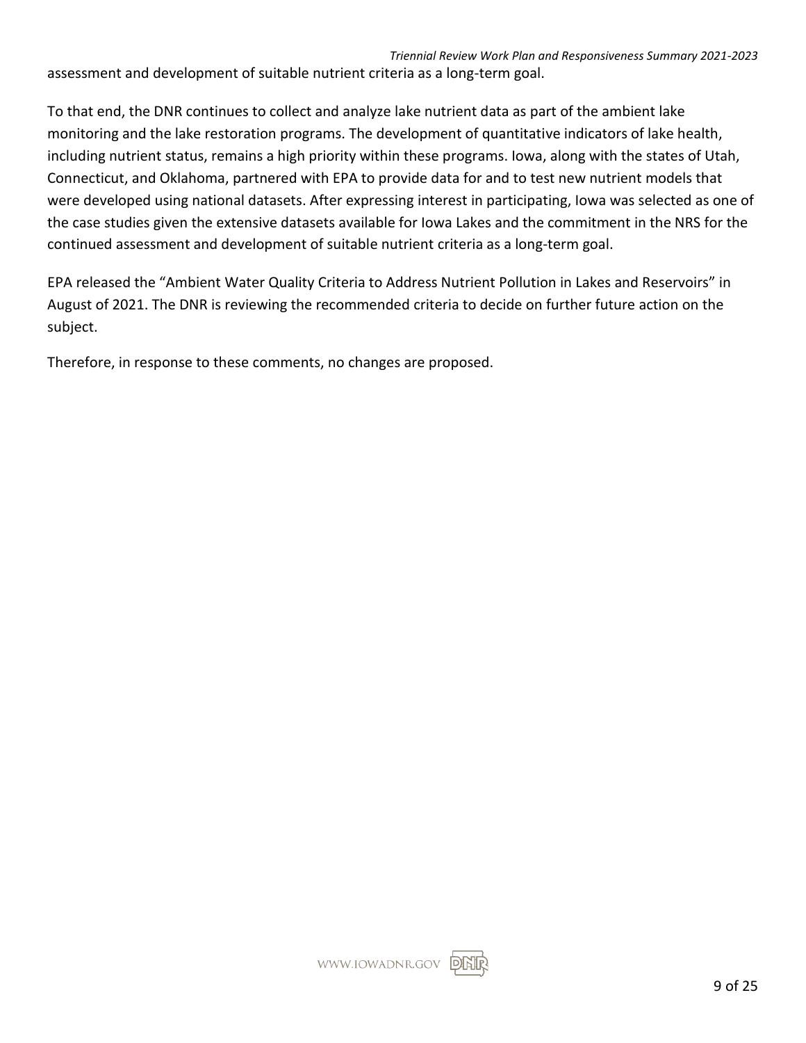assessment and development of suitable nutrient criteria as a long-term goal.

To that end, the DNR continues to collect and analyze lake nutrient data as part of the ambient lake monitoring and the lake restoration programs. The development of quantitative indicators of lake health, including nutrient status, remains a high priority within these programs. Iowa, along with the states of Utah, Connecticut, and Oklahoma, partnered with EPA to provide data for and to test new nutrient models that were developed using national datasets. After expressing interest in participating, Iowa was selected as one of the case studies given the extensive datasets available for Iowa Lakes and the commitment in the NRS for the continued assessment and development of suitable nutrient criteria as a long-term goal.

EPA released the “Ambient Water Quality Criteria to Address Nutrient Pollution in Lakes and Reservoirs” in August of 2021. The DNR is reviewing the recommended criteria to decide on further future action on the subject.

Therefore, in response to these comments, no changes are proposed.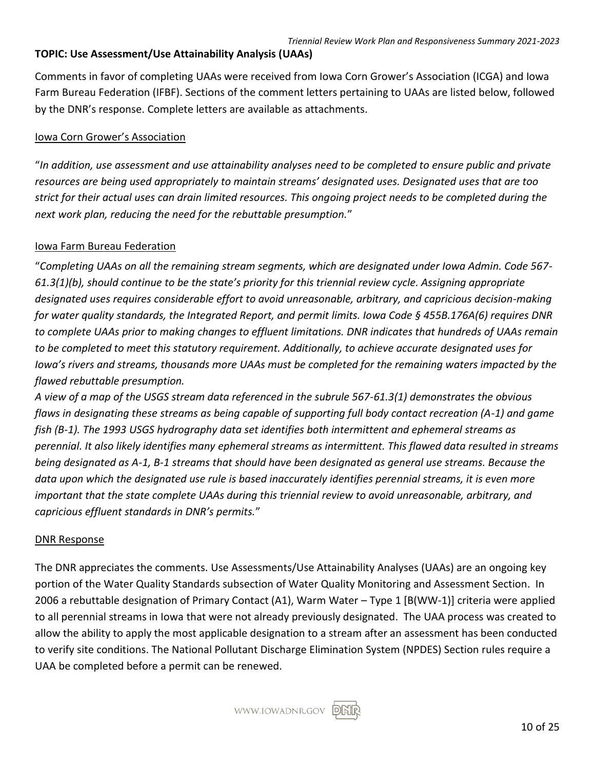**TOPIC: Use Assessment/Use Attainability Analysis (UAAs)**

Comments in favor of completing UAAs were received from Iowa Corn Grower's Association (ICGA) and Iowa Farm Bureau Federation (IFBF). Sections of the comment letters pertaining to UAAs are listed below, followed by the DNR's response. Complete letters are available as attachments.

<u>Iowa Corn Grower's Association</u>

"*In addition, use assessment and use attainability analyses need to be completed to ensure public and private resources are being used appropriately to maintain streams' designated uses. Designated uses that are too strict for their actual uses can drain limited resources. This ongoing project needs to be completed during the next work plan, reducing the need for the rebuttable presumption.*"

<u>Iowa Farm Bureau Federation</u>

"*Completing UAAs on all the remaining stream segments, which are designated under Iowa Admin. Code 567-61.3(1)(b), should continue to be the state's priority for this triennial review cycle. Assigning appropriate designated uses requires considerable effort to avoid unreasonable, arbitrary, and capricious decision-making for water quality standards, the Integrated Report, and permit limits. Iowa Code § 455B.176A(6) requires DNR to complete UAAs prior to making changes to effluent limitations. DNR indicates that hundreds of UAAs remain to be completed to meet this statutory requirement. Additionally, to achieve accurate designated uses for Iowa's rivers and streams, thousands more UAAs must be completed for the remaining waters impacted by the flawed rebuttable presumption.*
*A view of a map of the USGS stream data referenced in the subrule 567-61.3(1) demonstrates the obvious flaws in designating these streams as being capable of supporting full body contact recreation (A-1) and game fish (B-1). The 1993 USGS hydrography data set identifies both intermittent and ephemeral streams as perennial. It also likely identifies many ephemeral streams as intermittent. This flawed data resulted in streams being designated as A-1, B-1 streams that should have been designated as general use streams. Because the data upon which the designated use rule is based inaccurately identifies perennial streams, it is even more important that the state complete UAAs during this triennial review to avoid unreasonable, arbitrary, and capricious effluent standards in DNR's permits.*"

<u>DNR Response</u>

The DNR appreciates the comments. Use Assessments/Use Attainability Analyses (UAAs) are an ongoing key portion of the Water Quality Standards subsection of Water Quality Monitoring and Assessment Section. In 2006 a rebuttable designation of Primary Contact (A1), Warm Water – Type 1 [B(WW-1)] criteria were applied to all perennial streams in Iowa that were not already previously designated. The UAA process was created to allow the ability to apply the most applicable designation to a stream after an assessment has been conducted to verify site conditions. The National Pollutant Discharge Elimination System (NPDES) Section rules require a UAA be completed before a permit can be renewed.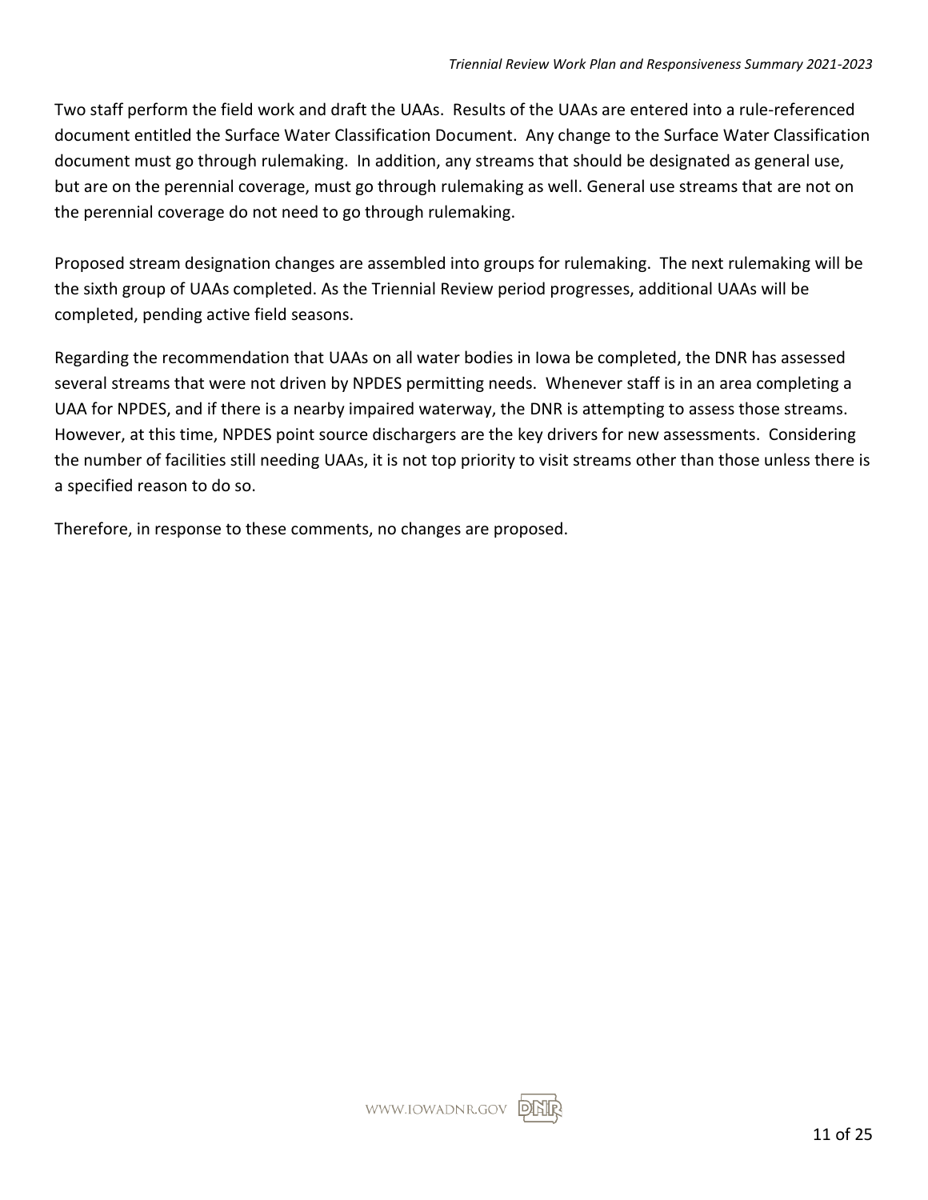Two staff perform the field work and draft the UAAs. Results of the UAAs are entered into a rule-referenced document entitled the Surface Water Classification Document. Any change to the Surface Water Classification document must go through rulemaking. In addition, any streams that should be designated as general use, but are on the perennial coverage, must go through rulemaking as well. General use streams that are not on the perennial coverage do not need to go through rulemaking.

Proposed stream designation changes are assembled into groups for rulemaking. The next rulemaking will be the sixth group of UAAs completed. As the Triennial Review period progresses, additional UAAs will be completed, pending active field seasons.

Regarding the recommendation that UAAs on all water bodies in Iowa be completed, the DNR has assessed several streams that were not driven by NPDES permitting needs. Whenever staff is in an area completing a UAA for NPDES, and if there is a nearby impaired waterway, the DNR is attempting to assess those streams. However, at this time, NPDES point source dischargers are the key drivers for new assessments. Considering the number of facilities still needing UAAs, it is not top priority to visit streams other than those unless there is a specified reason to do so.

Therefore, in response to these comments, no changes are proposed.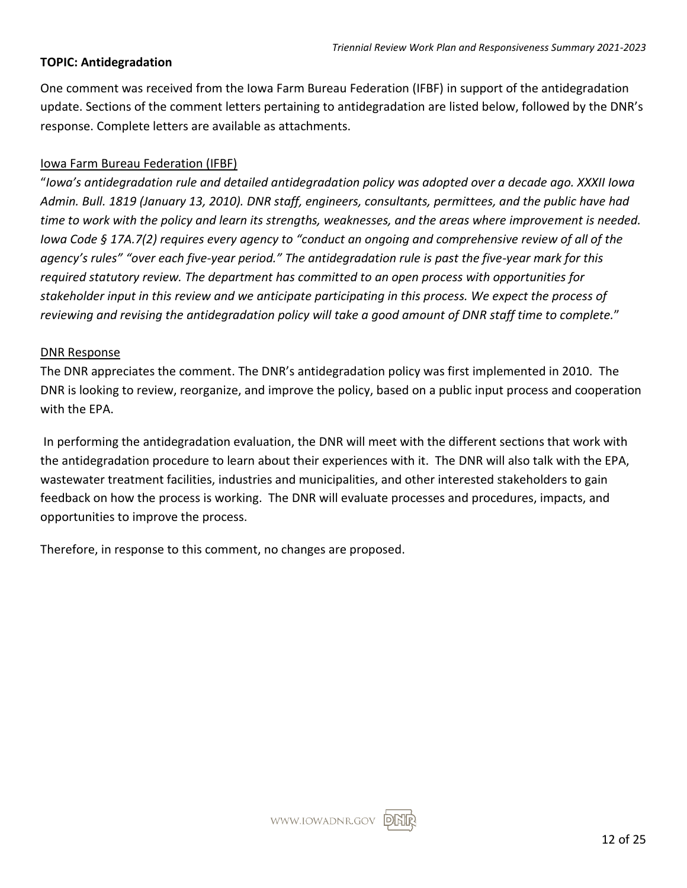**TOPIC: Antidegradation**

One comment was received from the Iowa Farm Bureau Federation (IFBF) in support of the antidegradation update. Sections of the comment letters pertaining to antidegradation are listed below, followed by the DNR's response. Complete letters are available as attachments.

Iowa Farm Bureau Federation (IFBF)

"*Iowa's antidegradation rule and detailed antidegradation policy was adopted over a decade ago. XXXII Iowa Admin. Bull. 1819 (January 13, 2010). DNR staff, engineers, consultants, permittees, and the public have had time to work with the policy and learn its strengths, weaknesses, and the areas where improvement is needed. Iowa Code § 17A.7(2) requires every agency to "conduct an ongoing and comprehensive review of all of the agency's rules" "over each five-year period." The antidegradation rule is past the five-year mark for this required statutory review. The department has committed to an open process with opportunities for stakeholder input in this review and we anticipate participating in this process. We expect the process of reviewing and revising the antidegradation policy will take a good amount of DNR staff time to complete.*"

DNR Response

The DNR appreciates the comment. The DNR's antidegradation policy was first implemented in 2010. The DNR is looking to review, reorganize, and improve the policy, based on a public input process and cooperation with the EPA.

In performing the antidegradation evaluation, the DNR will meet with the different sections that work with the antidegradation procedure to learn about their experiences with it. The DNR will also talk with the EPA, wastewater treatment facilities, industries and municipalities, and other interested stakeholders to gain feedback on how the process is working. The DNR will evaluate processes and procedures, impacts, and opportunities to improve the process.

Therefore, in response to this comment, no changes are proposed.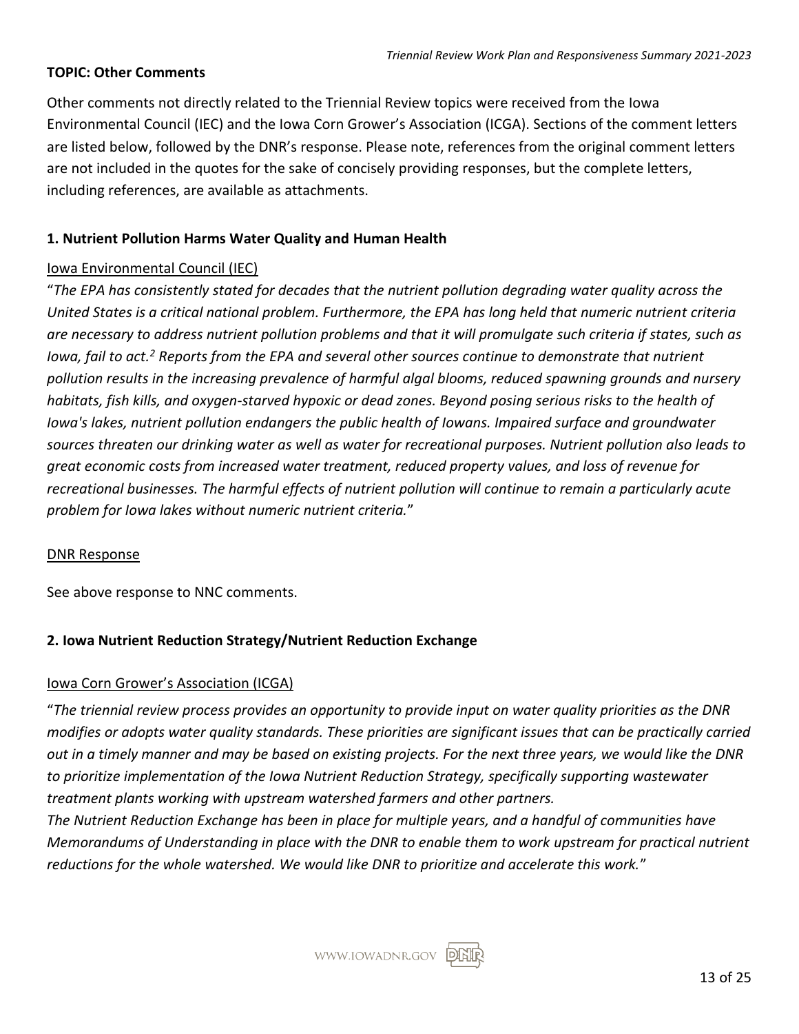**TOPIC: Other Comments**

Other comments not directly related to the Triennial Review topics were received from the Iowa Environmental Council (IEC) and the Iowa Corn Grower's Association (ICGA). Sections of the comment letters are listed below, followed by the DNR's response. Please note, references from the original comment letters are not included in the quotes for the sake of concisely providing responses, but the complete letters, including references, are available as attachments.

**1. Nutrient Pollution Harms Water Quality and Human Health**

Iowa Environmental Council (IEC)

"*The EPA has consistently stated for decades that the nutrient pollution degrading water quality across the United States is a critical national problem. Furthermore, the EPA has long held that numeric nutrient criteria are necessary to address nutrient pollution problems and that it will promulgate such criteria if states, such as Iowa, fail to act.*[2] *Reports from the EPA and several other sources continue to demonstrate that nutrient pollution results in the increasing prevalence of harmful algal blooms, reduced spawning grounds and nursery habitats, fish kills, and oxygen-starved hypoxic or dead zones. Beyond posing serious risks to the health of Iowa's lakes, nutrient pollution endangers the public health of Iowans. Impaired surface and groundwater sources threaten our drinking water as well as water for recreational purposes. Nutrient pollution also leads to great economic costs from increased water treatment, reduced property values, and loss of revenue for recreational businesses. The harmful effects of nutrient pollution will continue to remain a particularly acute problem for Iowa lakes without numeric nutrient criteria.*"

DNR Response

See above response to NNC comments.

**2. Iowa Nutrient Reduction Strategy/Nutrient Reduction Exchange**

Iowa Corn Grower's Association (ICGA)

"*The triennial review process provides an opportunity to provide input on water quality priorities as the DNR modifies or adopts water quality standards. These priorities are significant issues that can be practically carried out in a timely manner and may be based on existing projects. For the next three years, we would like the DNR to prioritize implementation of the Iowa Nutrient Reduction Strategy, specifically supporting wastewater treatment plants working with upstream watershed farmers and other partners.*
*The Nutrient Reduction Exchange has been in place for multiple years, and a handful of communities have Memorandums of Understanding in place with the DNR to enable them to work upstream for practical nutrient reductions for the whole watershed. We would like DNR to prioritize and accelerate this work.*"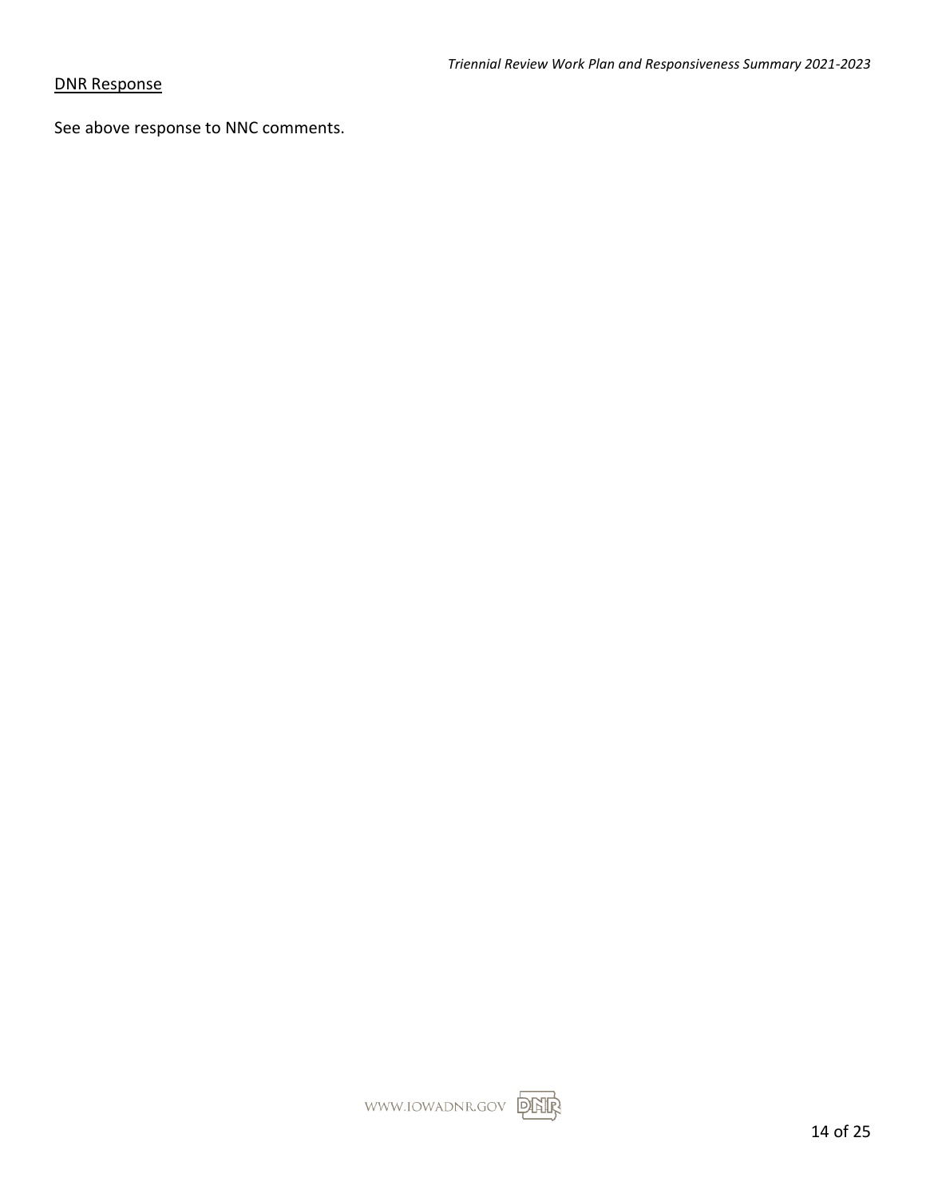DNR Response

See above response to NNC comments.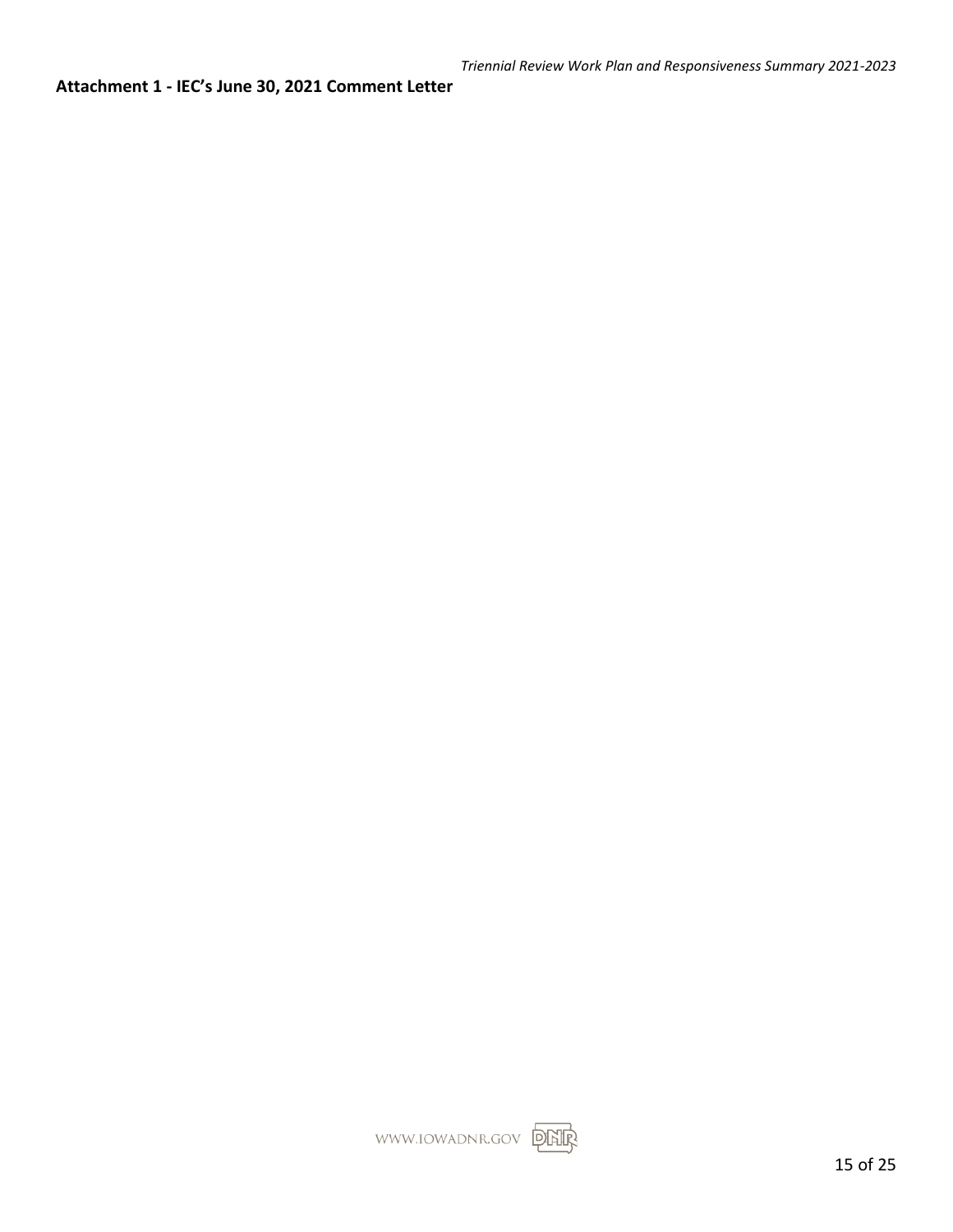**Attachment 1 - IEC's June 30, 2021 Comment Letter**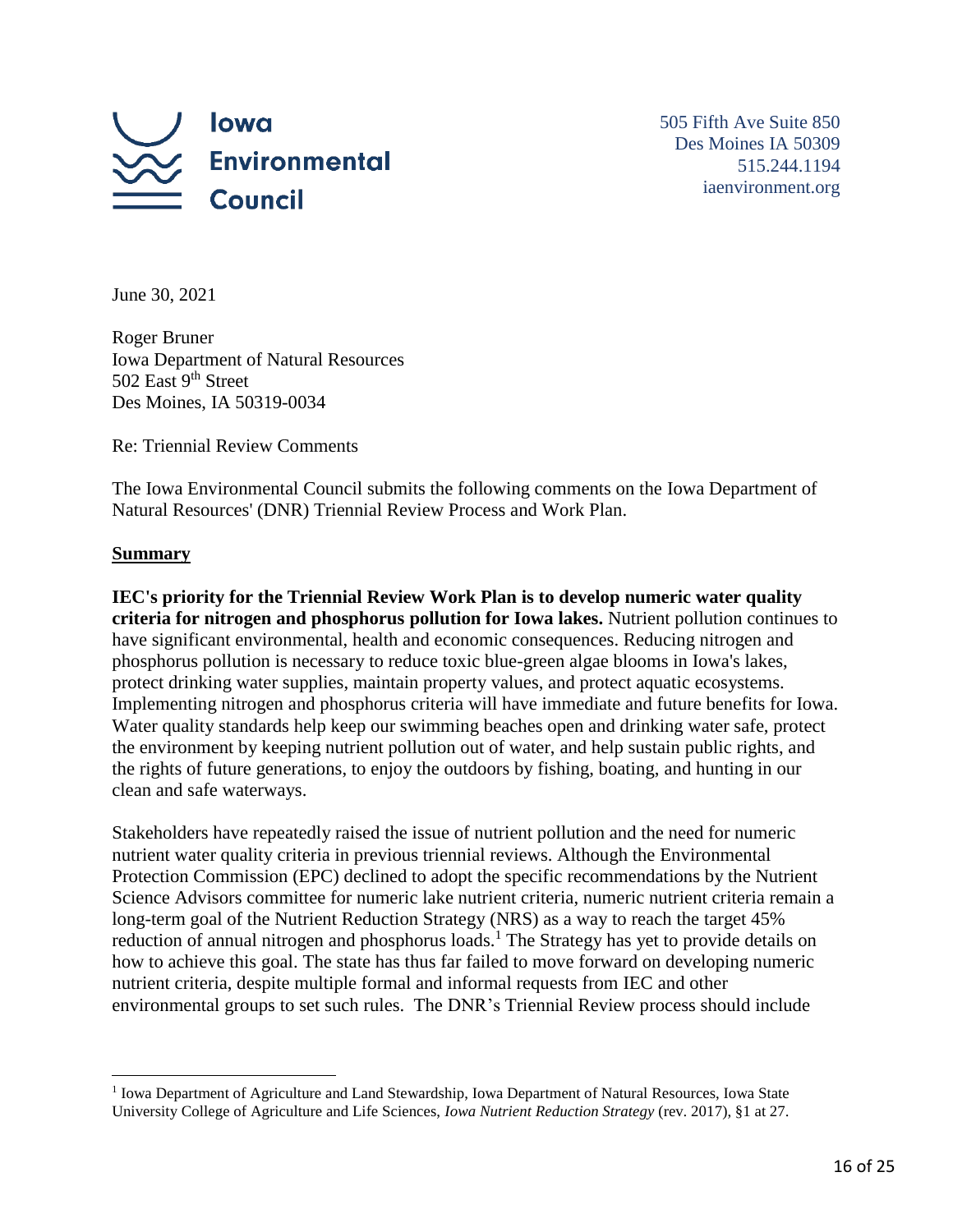**Iowa Environmental Council**

505 Fifth Ave Suite 850
Des Moines IA 50309
515.244.1194
iaenvironment.org

June 30, 2021

Roger Bruner
Iowa Department of Natural Resources
502 East 9th Street
Des Moines, IA 50319-0034

Re: Triennial Review Comments

The Iowa Environmental Council submits the following comments on the Iowa Department of Natural Resources' (DNR) Triennial Review Process and Work Plan.

## Summary

**IEC's priority for the Triennial Review Work Plan is to develop numeric water quality criteria for nitrogen and phosphorus pollution for Iowa lakes.** Nutrient pollution continues to have significant environmental, health and economic consequences. Reducing nitrogen and phosphorus pollution is necessary to reduce toxic blue-green algae blooms in Iowa's lakes, protect drinking water supplies, maintain property values, and protect aquatic ecosystems. Implementing nitrogen and phosphorus criteria will have immediate and future benefits for Iowa. Water quality standards help keep our swimming beaches open and drinking water safe, protect the environment by keeping nutrient pollution out of water, and help sustain public rights, and the rights of future generations, to enjoy the outdoors by fishing, boating, and hunting in our clean and safe waterways.

Stakeholders have repeatedly raised the issue of nutrient pollution and the need for numeric nutrient water quality criteria in previous triennial reviews. Although the Environmental Protection Commission (EPC) declined to adopt the specific recommendations by the Nutrient Science Advisors committee for numeric lake nutrient criteria, numeric nutrient criteria remain a long-term goal of the Nutrient Reduction Strategy (NRS) as a way to reach the target 45% reduction of annual nitrogen and phosphorus loads.[1] The Strategy has yet to provide details on how to achieve this goal. The state has thus far failed to move forward on developing numeric nutrient criteria, despite multiple formal and informal requests from IEC and other environmental groups to set such rules. The DNR's Triennial Review process should include

[1] Iowa Department of Agriculture and Land Stewardship, Iowa Department of Natural Resources, Iowa State University College of Agriculture and Life Sciences, *Iowa Nutrient Reduction Strategy* (rev. 2017), §1 at 27.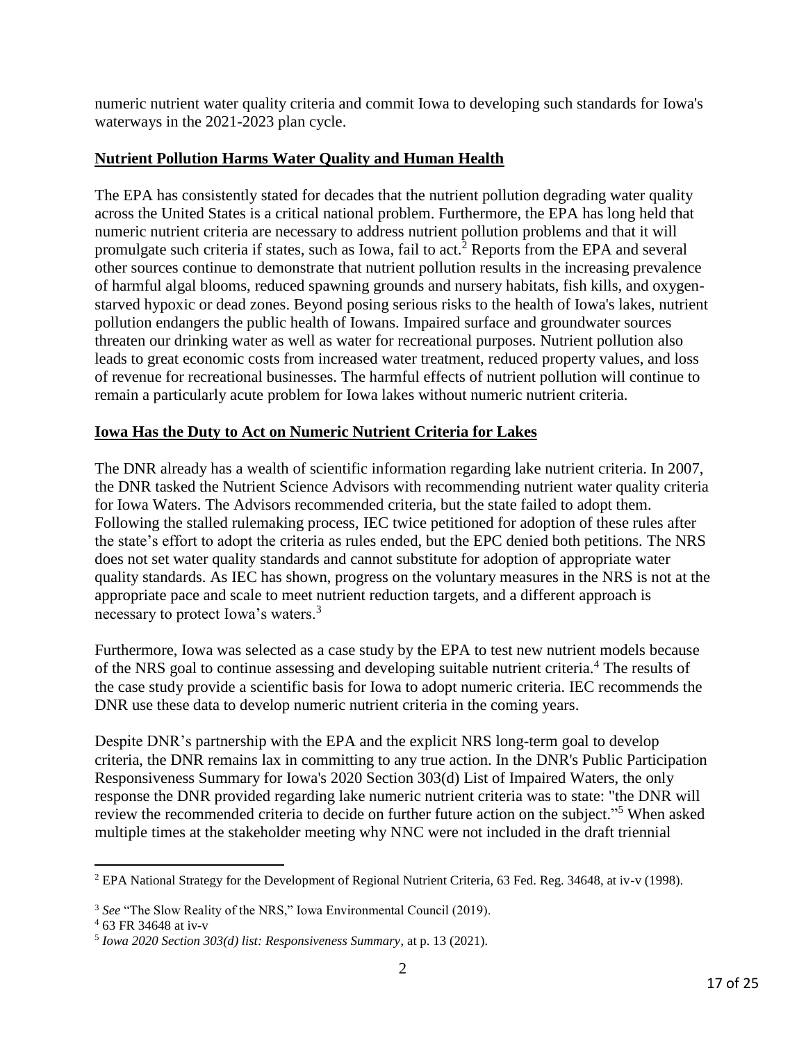numeric nutrient water quality criteria and commit Iowa to developing such standards for Iowa's waterways in the 2021-2023 plan cycle.

## Nutrient Pollution Harms Water Quality and Human Health

The EPA has consistently stated for decades that the nutrient pollution degrading water quality across the United States is a critical national problem. Furthermore, the EPA has long held that numeric nutrient criteria are necessary to address nutrient pollution problems and that it will promulgate such criteria if states, such as Iowa, fail to act.[2] Reports from the EPA and several other sources continue to demonstrate that nutrient pollution results in the increasing prevalence of harmful algal blooms, reduced spawning grounds and nursery habitats, fish kills, and oxygen-starved hypoxic or dead zones. Beyond posing serious risks to the health of Iowa's lakes, nutrient pollution endangers the public health of Iowans. Impaired surface and groundwater sources threaten our drinking water as well as water for recreational purposes. Nutrient pollution also leads to great economic costs from increased water treatment, reduced property values, and loss of revenue for recreational businesses. The harmful effects of nutrient pollution will continue to remain a particularly acute problem for Iowa lakes without numeric nutrient criteria.

## Iowa Has the Duty to Act on Numeric Nutrient Criteria for Lakes

The DNR already has a wealth of scientific information regarding lake nutrient criteria. In 2007, the DNR tasked the Nutrient Science Advisors with recommending nutrient water quality criteria for Iowa Waters. The Advisors recommended criteria, but the state failed to adopt them. Following the stalled rulemaking process, IEC twice petitioned for adoption of these rules after the state's effort to adopt the criteria as rules ended, but the EPC denied both petitions. The NRS does not set water quality standards and cannot substitute for adoption of appropriate water quality standards. As IEC has shown, progress on the voluntary measures in the NRS is not at the appropriate pace and scale to meet nutrient reduction targets, and a different approach is necessary to protect Iowa's waters.[3]

Furthermore, Iowa was selected as a case study by the EPA to test new nutrient models because of the NRS goal to continue assessing and developing suitable nutrient criteria.[4] The results of the case study provide a scientific basis for Iowa to adopt numeric criteria. IEC recommends the DNR use these data to develop numeric nutrient criteria in the coming years.

Despite DNR's partnership with the EPA and the explicit NRS long-term goal to develop criteria, the DNR remains lax in committing to any true action. In the DNR's Public Participation Responsiveness Summary for Iowa's 2020 Section 303(d) List of Impaired Waters, the only response the DNR provided regarding lake numeric nutrient criteria was to state: "the DNR will review the recommended criteria to decide on further future action on the subject."[5] When asked multiple times at the stakeholder meeting why NNC were not included in the draft triennial

---

[2] EPA National Strategy for the Development of Regional Nutrient Criteria, 63 Fed. Reg. 34648, at iv-v (1998).

[3] *See* "The Slow Reality of the NRS," Iowa Environmental Council (2019).

[4] 63 FR 34648 at iv-v

[5] *Iowa 2020 Section 303(d) list: Responsiveness Summary*, at p. 13 (2021).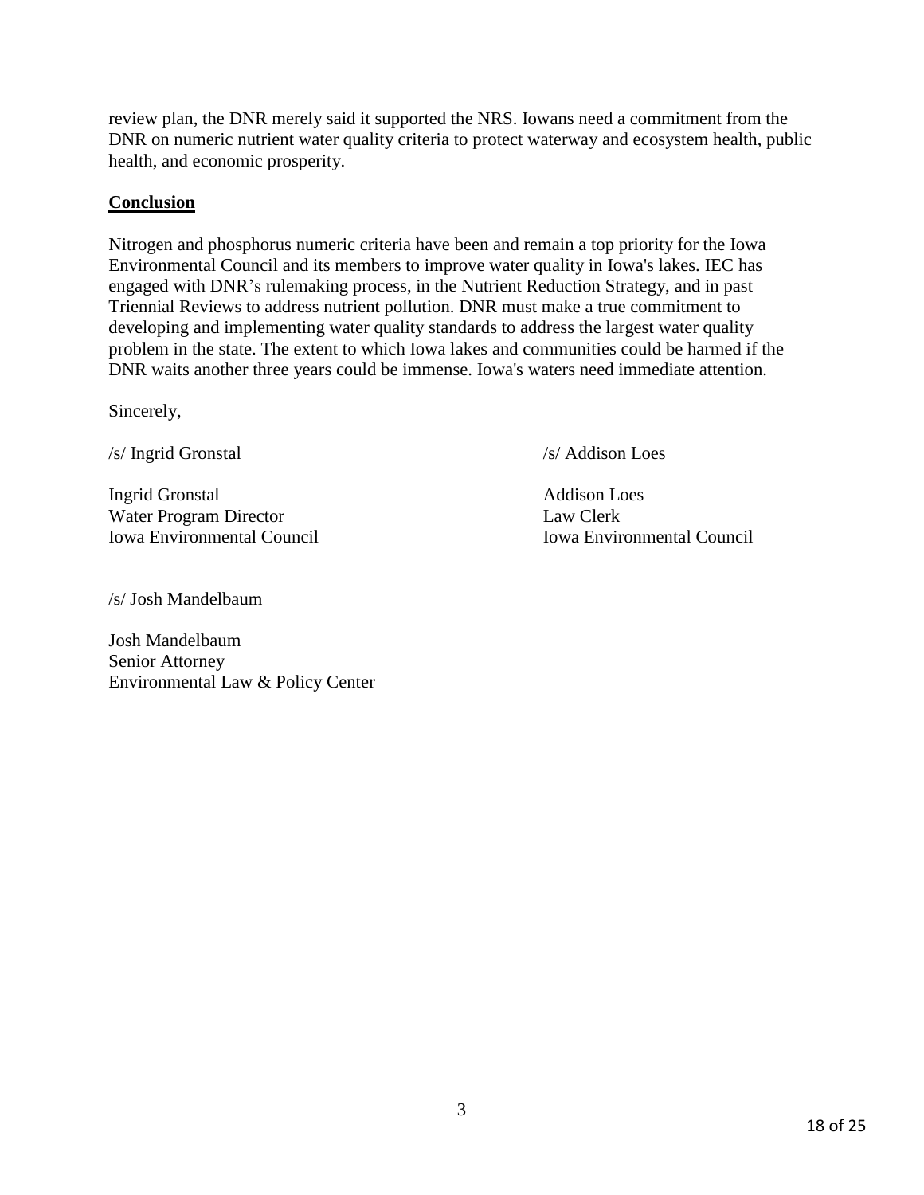review plan, the DNR merely said it supported the NRS. Iowans need a commitment from the DNR on numeric nutrient water quality criteria to protect waterway and ecosystem health, public health, and economic prosperity.

## Conclusion

Nitrogen and phosphorus numeric criteria have been and remain a top priority for the Iowa Environmental Council and its members to improve water quality in Iowa's lakes. IEC has engaged with DNR's rulemaking process, in the Nutrient Reduction Strategy, and in past Triennial Reviews to address nutrient pollution. DNR must make a true commitment to developing and implementing water quality standards to address the largest water quality problem in the state. The extent to which Iowa lakes and communities could be harmed if the DNR waits another three years could be immense. Iowa's waters need immediate attention.

Sincerely,

/s/ Ingrid Gronstal

Ingrid Gronstal
Water Program Director
Iowa Environmental Council

/s/ Addison Loes

Addison Loes
Law Clerk
Iowa Environmental Council

/s/ Josh Mandelbaum

Josh Mandelbaum
Senior Attorney
Environmental Law & Policy Center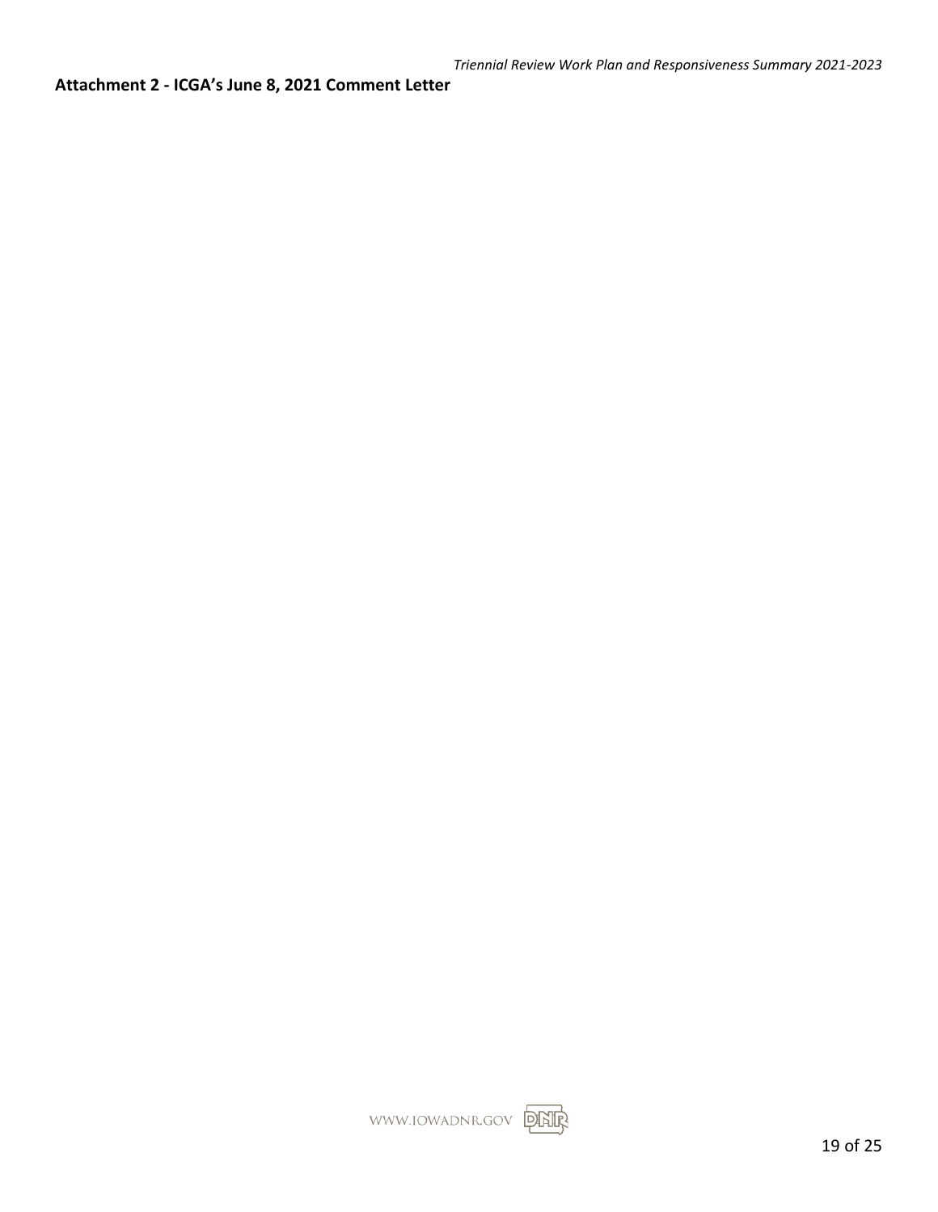**Attachment 2 - ICGA's June 8, 2021 Comment Letter**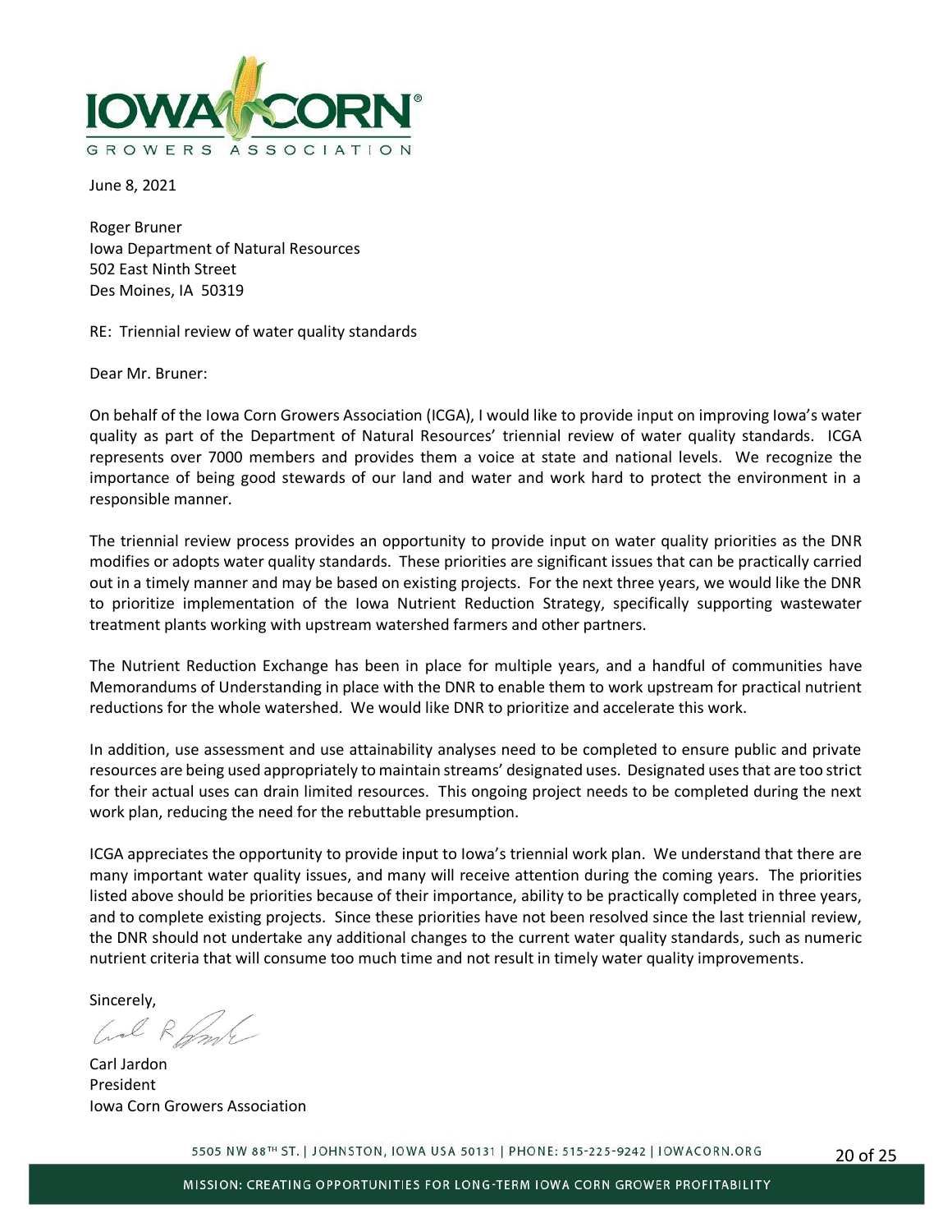IOWA CORN GROWERS ASSOCIATION

June 8, 2021

Roger Bruner
Iowa Department of Natural Resources
502 East Ninth Street
Des Moines, IA 50319

RE: Triennial review of water quality standards

Dear Mr. Bruner:

On behalf of the Iowa Corn Growers Association (ICGA), I would like to provide input on improving Iowa's water quality as part of the Department of Natural Resources' triennial review of water quality standards. ICGA represents over 7000 members and provides them a voice at state and national levels. We recognize the importance of being good stewards of our land and water and work hard to protect the environment in a responsible manner.

The triennial review process provides an opportunity to provide input on water quality priorities as the DNR modifies or adopts water quality standards. These priorities are significant issues that can be practically carried out in a timely manner and may be based on existing projects. For the next three years, we would like the DNR to prioritize implementation of the Iowa Nutrient Reduction Strategy, specifically supporting wastewater treatment plants working with upstream watershed farmers and other partners.

The Nutrient Reduction Exchange has been in place for multiple years, and a handful of communities have Memorandums of Understanding in place with the DNR to enable them to work upstream for practical nutrient reductions for the whole watershed. We would like DNR to prioritize and accelerate this work.

In addition, use assessment and use attainability analyses need to be completed to ensure public and private resources are being used appropriately to maintain streams' designated uses. Designated uses that are too strict for their actual uses can drain limited resources. This ongoing project needs to be completed during the next work plan, reducing the need for the rebuttable presumption.

ICGA appreciates the opportunity to provide input to Iowa's triennial work plan. We understand that there are many important water quality issues, and many will receive attention during the coming years. The priorities listed above should be priorities because of their importance, ability to be practically completed in three years, and to complete existing projects. Since these priorities have not been resolved since the last triennial review, the DNR should not undertake any additional changes to the current water quality standards, such as numeric nutrient criteria that will consume too much time and not result in timely water quality improvements.

Sincerely,

Carl Jardon
President
Iowa Corn Growers Association

5505 NW 88TH ST. | JOHNSTON, IOWA USA 50131 | PHONE: 515-225-9242 | IOWACORN.ORG

MISSION: CREATING OPPORTUNITIES FOR LONG-TERM IOWA CORN GROWER PROFITABILITY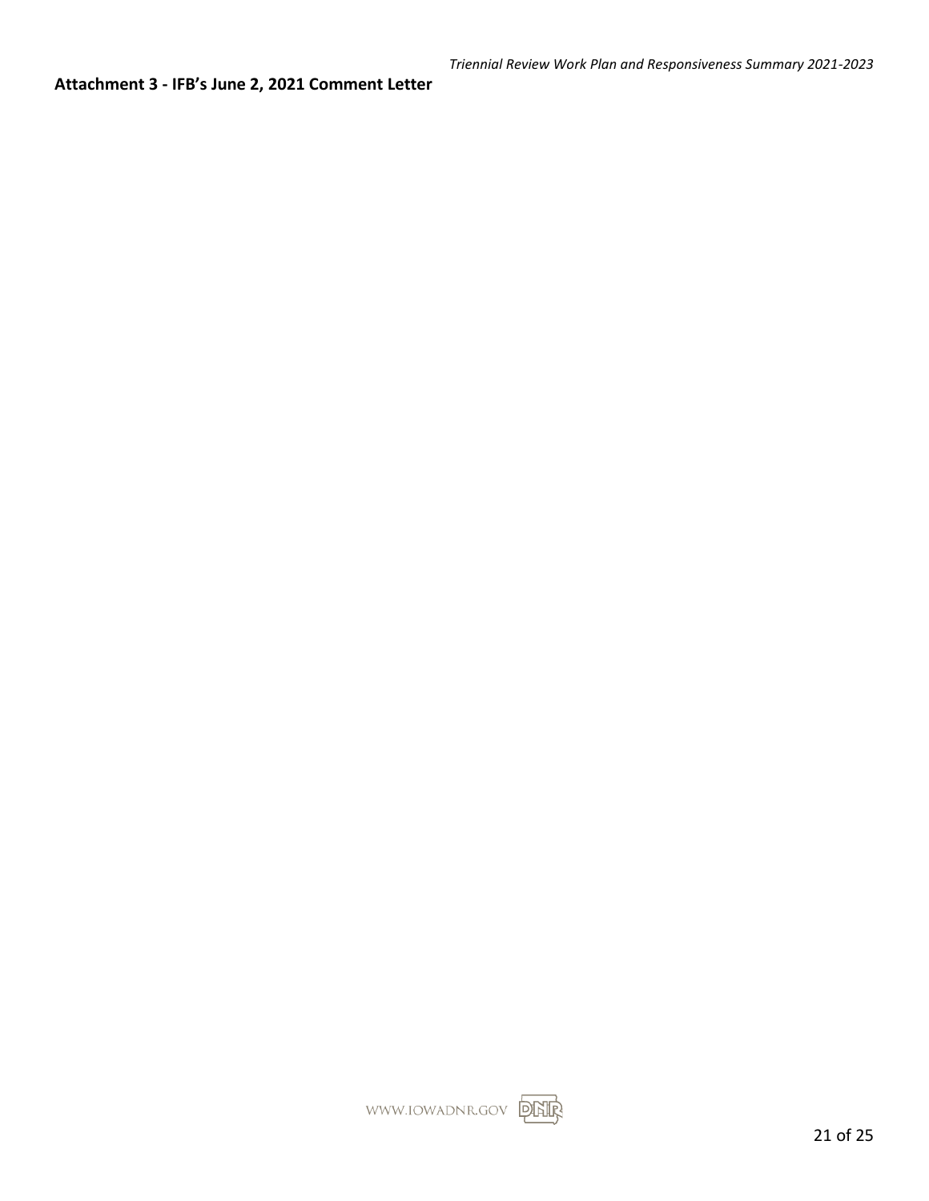**Attachment 3 - IFB's June 2, 2021 Comment Letter**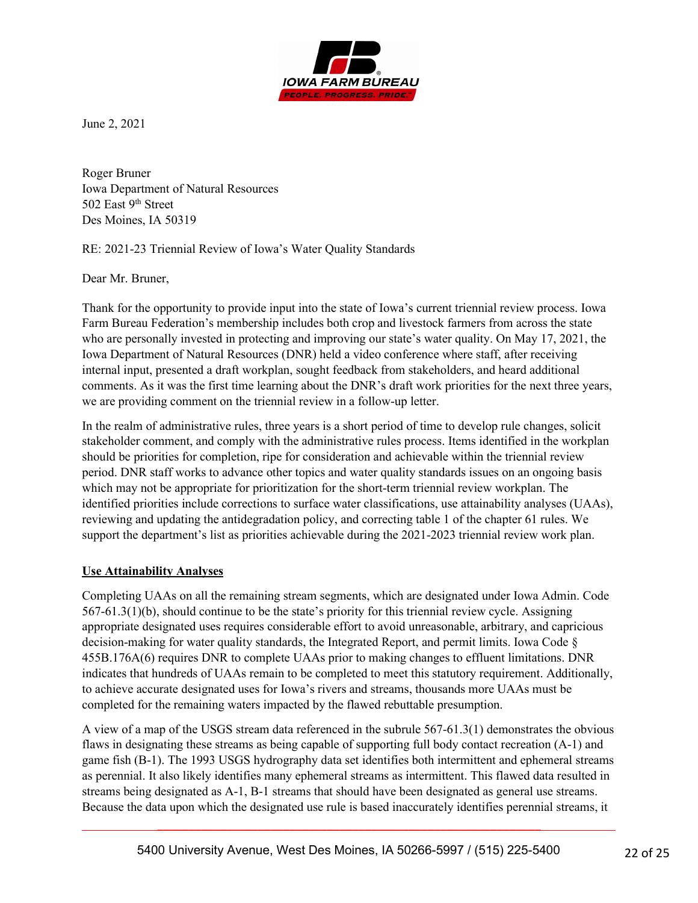IOWA FARM BUREAU
PEOPLE. PROGRESS. PRIDE.

June 2, 2021

Roger Bruner
Iowa Department of Natural Resources
502 East 9th Street
Des Moines, IA 50319

RE: 2021-23 Triennial Review of Iowa's Water Quality Standards

Dear Mr. Bruner,

Thank for the opportunity to provide input into the state of Iowa's current triennial review process. Iowa Farm Bureau Federation's membership includes both crop and livestock farmers from across the state who are personally invested in protecting and improving our state's water quality. On May 17, 2021, the Iowa Department of Natural Resources (DNR) held a video conference where staff, after receiving internal input, presented a draft workplan, sought feedback from stakeholders, and heard additional comments. As it was the first time learning about the DNR's draft work priorities for the next three years, we are providing comment on the triennial review in a follow-up letter.

In the realm of administrative rules, three years is a short period of time to develop rule changes, solicit stakeholder comment, and comply with the administrative rules process. Items identified in the workplan should be priorities for completion, ripe for consideration and achievable within the triennial review period. DNR staff works to advance other topics and water quality standards issues on an ongoing basis which may not be appropriate for prioritization for the short-term triennial review workplan. The identified priorities include corrections to surface water classifications, use attainability analyses (UAAs), reviewing and updating the antidegradation policy, and correcting table 1 of the chapter 61 rules. We support the department's list as priorities achievable during the 2021-2023 triennial review work plan.

**Use Attainability Analyses**

Completing UAAs on all the remaining stream segments, which are designated under Iowa Admin. Code 567-61.3(1)(b), should continue to be the state's priority for this triennial review cycle. Assigning appropriate designated uses requires considerable effort to avoid unreasonable, arbitrary, and capricious decision-making for water quality standards, the Integrated Report, and permit limits. Iowa Code § 455B.176A(6) requires DNR to complete UAAs prior to making changes to effluent limitations. DNR indicates that hundreds of UAAs remain to be completed to meet this statutory requirement. Additionally, to achieve accurate designated uses for Iowa's rivers and streams, thousands more UAAs must be completed for the remaining waters impacted by the flawed rebuttable presumption.

A view of a map of the USGS stream data referenced in the subrule 567-61.3(1) demonstrates the obvious flaws in designating these streams as being capable of supporting full body contact recreation (A-1) and game fish (B-1). The 1993 USGS hydrography data set identifies both intermittent and ephemeral streams as perennial. It also likely identifies many ephemeral streams as intermittent. This flawed data resulted in streams being designated as A-1, B-1 streams that should have been designated as general use streams. Because the data upon which the designated use rule is based inaccurately identifies perennial streams, it

5400 University Avenue, West Des Moines, IA 50266-5997 / (515) 225-5400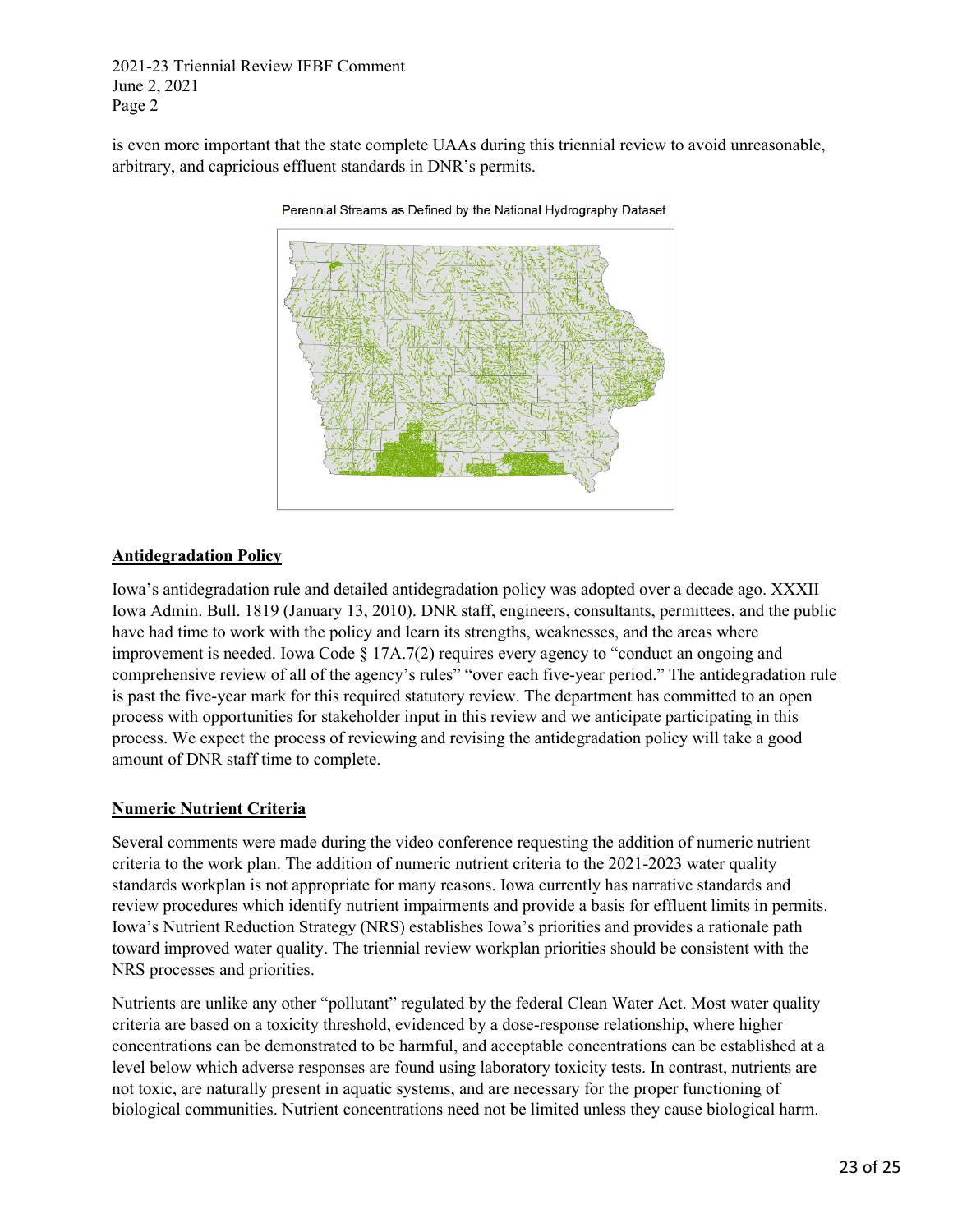is even more important that the state complete UAAs during this triennial review to avoid unreasonable, arbitrary, and capricious effluent standards in DNR's permits.

Perennial Streams as Defined by the National Hydrography Dataset

## Antidegradation Policy

Iowa's antidegradation rule and detailed antidegradation policy was adopted over a decade ago. XXXII Iowa Admin. Bull. 1819 (January 13, 2010). DNR staff, engineers, consultants, permittees, and the public have had time to work with the policy and learn its strengths, weaknesses, and the areas where improvement is needed. Iowa Code § 17A.7(2) requires every agency to "conduct an ongoing and comprehensive review of all of the agency's rules" "over each five-year period." The antidegradation rule is past the five-year mark for this required statutory review. The department has committed to an open process with opportunities for stakeholder input in this review and we anticipate participating in this process. We expect the process of reviewing and revising the antidegradation policy will take a good amount of DNR staff time to complete.

## Numeric Nutrient Criteria

Several comments were made during the video conference requesting the addition of numeric nutrient criteria to the work plan. The addition of numeric nutrient criteria to the 2021-2023 water quality standards workplan is not appropriate for many reasons. Iowa currently has narrative standards and review procedures which identify nutrient impairments and provide a basis for effluent limits in permits. Iowa's Nutrient Reduction Strategy (NRS) establishes Iowa's priorities and provides a rationale path toward improved water quality. The triennial review workplan priorities should be consistent with the NRS processes and priorities.

Nutrients are unlike any other "pollutant" regulated by the federal Clean Water Act. Most water quality criteria are based on a toxicity threshold, evidenced by a dose-response relationship, where higher concentrations can be demonstrated to be harmful, and acceptable concentrations can be established at a level below which adverse responses are found using laboratory toxicity tests. In contrast, nutrients are not toxic, are naturally present in aquatic systems, and are necessary for the proper functioning of biological communities. Nutrient concentrations need not be limited unless they cause biological harm.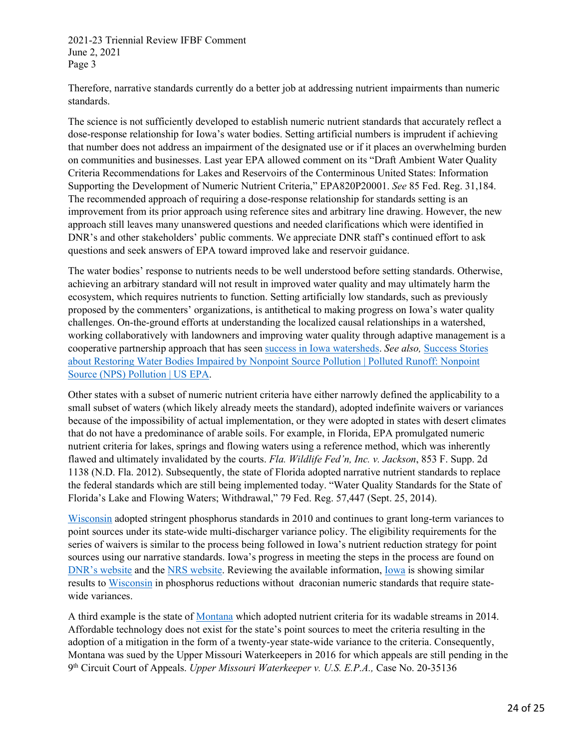Therefore, narrative standards currently do a better job at addressing nutrient impairments than numeric standards.

The science is not sufficiently developed to establish numeric nutrient standards that accurately reflect a dose-response relationship for Iowa's water bodies. Setting artificial numbers is imprudent if achieving that number does not address an impairment of the designated use or if it places an overwhelming burden on communities and businesses. Last year EPA allowed comment on its "Draft Ambient Water Quality Criteria Recommendations for Lakes and Reservoirs of the Conterminous United States: Information Supporting the Development of Numeric Nutrient Criteria," EPA820P20001. *See* 85 Fed. Reg. 31,184. The recommended approach of requiring a dose-response relationship for standards setting is an improvement from its prior approach using reference sites and arbitrary line drawing. However, the new approach still leaves many unanswered questions and needed clarifications which were identified in DNR's and other stakeholders' public comments. We appreciate DNR staff's continued effort to ask questions and seek answers of EPA toward improved lake and reservoir guidance.

The water bodies' response to nutrients needs to be well understood before setting standards. Otherwise, achieving an arbitrary standard will not result in improved water quality and may ultimately harm the ecosystem, which requires nutrients to function. Setting artificially low standards, such as previously proposed by the commenters' organizations, is antithetical to making progress on Iowa's water quality challenges. On-the-ground efforts at understanding the localized causal relationships in a watershed, working collaboratively with landowners and improving water quality through adaptive management is a cooperative partnership approach that has seen success in Iowa watersheds. *See also,* Success Stories about Restoring Water Bodies Impaired by Nonpoint Source Pollution | Polluted Runoff: Nonpoint Source (NPS) Pollution | US EPA.

Other states with a subset of numeric nutrient criteria have either narrowly defined the applicability to a small subset of waters (which likely already meets the standard), adopted indefinite waivers or variances because of the impossibility of actual implementation, or they were adopted in states with desert climates that do not have a predominance of arable soils. For example, in Florida, EPA promulgated numeric nutrient criteria for lakes, springs and flowing waters using a reference method, which was inherently flawed and ultimately invalidated by the courts. *Fla. Wildlife Fed'n, Inc. v. Jackson*, 853 F. Supp. 2d 1138 (N.D. Fla. 2012). Subsequently, the state of Florida adopted narrative nutrient standards to replace the federal standards which are still being implemented today. "Water Quality Standards for the State of Florida's Lake and Flowing Waters; Withdrawal," 79 Fed. Reg. 57,447 (Sept. 25, 2014).

Wisconsin adopted stringent phosphorus standards in 2010 and continues to grant long-term variances to point sources under its state-wide multi-discharger variance policy. The eligibility requirements for the series of waivers is similar to the process being followed in Iowa's nutrient reduction strategy for point sources using our narrative standards. Iowa's progress in meeting the steps in the process are found on DNR's website and the NRS website. Reviewing the available information, Iowa is showing similar results to Wisconsin in phosphorus reductions without draconian numeric standards that require state-wide variances.

A third example is the state of Montana which adopted nutrient criteria for its wadable streams in 2014. Affordable technology does not exist for the state's point sources to meet the criteria resulting in the adoption of a mitigation in the form of a twenty-year state-wide variance to the criteria. Consequently, Montana was sued by the Upper Missouri Waterkeepers in 2016 for which appeals are still pending in the 9th Circuit Court of Appeals. *Upper Missouri Waterkeeper v. U.S. E.P.A.,* Case No. 20-35136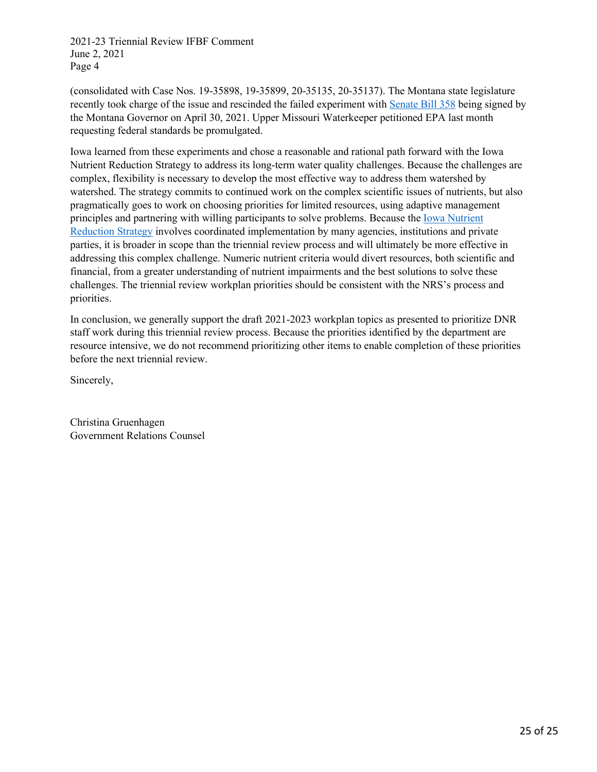(consolidated with Case Nos. 19-35898, 19-35899, 20-35135, 20-35137). The Montana state legislature recently took charge of the issue and rescinded the failed experiment with Senate Bill 358 being signed by the Montana Governor on April 30, 2021. Upper Missouri Waterkeeper petitioned EPA last month requesting federal standards be promulgated.

Iowa learned from these experiments and chose a reasonable and rational path forward with the Iowa Nutrient Reduction Strategy to address its long-term water quality challenges. Because the challenges are complex, flexibility is necessary to develop the most effective way to address them watershed by watershed. The strategy commits to continued work on the complex scientific issues of nutrients, but also pragmatically goes to work on choosing priorities for limited resources, using adaptive management principles and partnering with willing participants to solve problems. Because the Iowa Nutrient Reduction Strategy involves coordinated implementation by many agencies, institutions and private parties, it is broader in scope than the triennial review process and will ultimately be more effective in addressing this complex challenge. Numeric nutrient criteria would divert resources, both scientific and financial, from a greater understanding of nutrient impairments and the best solutions to solve these challenges. The triennial review workplan priorities should be consistent with the NRS's process and priorities.

In conclusion, we generally support the draft 2021-2023 workplan topics as presented to prioritize DNR staff work during this triennial review process. Because the priorities identified by the department are resource intensive, we do not recommend prioritizing other items to enable completion of these priorities before the next triennial review.

Sincerely,

Christina Gruenhagen
Government Relations Counsel